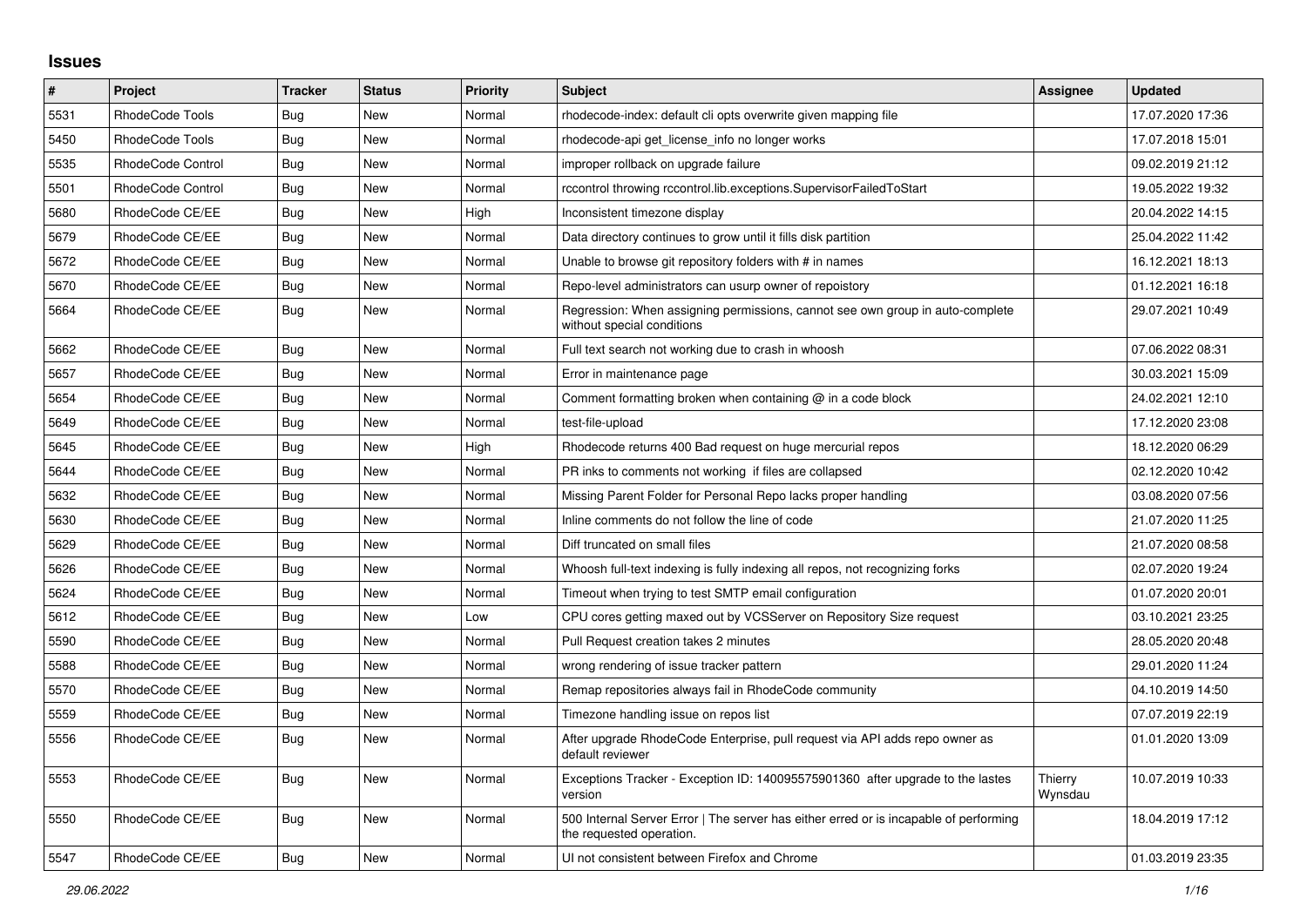# Issues

| # | Project | Tracker | Status | Priority | Subject | Assignee | Updated |
|---|---|---|---|---|---|---|---|
| 5531 | RhodeCode Tools | Bug | New | Normal | rhodecode-index: default cli opts overwrite given mapping file | | 17.07.2020 17:36 |
| 5450 | RhodeCode Tools | Bug | New | Normal | rhodecode-api get_license_info no longer works | | 17.07.2018 15:01 |
| 5535 | RhodeCode Control | Bug | New | Normal | improper rollback on upgrade failure | | 09.02.2019 21:12 |
| 5501 | RhodeCode Control | Bug | New | Normal | rccontrol throwing rccontrol.lib.exceptions.SupervisorFailedToStart | | 19.05.2022 19:32 |
| 5680 | RhodeCode CE/EE | Bug | New | High | Inconsistent timezone display | | 20.04.2022 14:15 |
| 5679 | RhodeCode CE/EE | Bug | New | Normal | Data directory continues to grow until it fills disk partition | | 25.04.2022 11:42 |
| 5672 | RhodeCode CE/EE | Bug | New | Normal | Unable to browse git repository folders with # in names | | 16.12.2021 18:13 |
| 5670 | RhodeCode CE/EE | Bug | New | Normal | Repo-level administrators can usurp owner of repoistory | | 01.12.2021 16:18 |
| 5664 | RhodeCode CE/EE | Bug | New | Normal | Regression: When assigning permissions, cannot see own group in auto-complete without special conditions | | 29.07.2021 10:49 |
| 5662 | RhodeCode CE/EE | Bug | New | Normal | Full text search not working due to crash in whoosh | | 07.06.2022 08:31 |
| 5657 | RhodeCode CE/EE | Bug | New | Normal | Error in maintenance page | | 30.03.2021 15:09 |
| 5654 | RhodeCode CE/EE | Bug | New | Normal | Comment formatting broken when containing @ in a code block | | 24.02.2021 12:10 |
| 5649 | RhodeCode CE/EE | Bug | New | Normal | test-file-upload | | 17.12.2020 23:08 |
| 5645 | RhodeCode CE/EE | Bug | New | High | Rhodecode returns 400 Bad request on huge mercurial repos | | 18.12.2020 06:29 |
| 5644 | RhodeCode CE/EE | Bug | New | Normal | PR inks to comments not working if files are collapsed | | 02.12.2020 10:42 |
| 5632 | RhodeCode CE/EE | Bug | New | Normal | Missing Parent Folder for Personal Repo lacks proper handling | | 03.08.2020 07:56 |
| 5630 | RhodeCode CE/EE | Bug | New | Normal | Inline comments do not follow the line of code | | 21.07.2020 11:25 |
| 5629 | RhodeCode CE/EE | Bug | New | Normal | Diff truncated on small files | | 21.07.2020 08:58 |
| 5626 | RhodeCode CE/EE | Bug | New | Normal | Whoosh full-text indexing is fully indexing all repos, not recognizing forks | | 02.07.2020 19:24 |
| 5624 | RhodeCode CE/EE | Bug | New | Normal | Timeout when trying to test SMTP email configuration | | 01.07.2020 20:01 |
| 5612 | RhodeCode CE/EE | Bug | New | Low | CPU cores getting maxed out by VCSServer on Repository Size request | | 03.10.2021 23:25 |
| 5590 | RhodeCode CE/EE | Bug | New | Normal | Pull Request creation takes 2 minutes | | 28.05.2020 20:48 |
| 5588 | RhodeCode CE/EE | Bug | New | Normal | wrong rendering of issue tracker pattern | | 29.01.2020 11:24 |
| 5570 | RhodeCode CE/EE | Bug | New | Normal | Remap repositories always fail in RhodeCode community | | 04.10.2019 14:50 |
| 5559 | RhodeCode CE/EE | Bug | New | Normal | Timezone handling issue on repos list | | 07.07.2019 22:19 |
| 5556 | RhodeCode CE/EE | Bug | New | Normal | After upgrade RhodeCode Enterprise, pull request via API adds repo owner as default reviewer | | 01.01.2020 13:09 |
| 5553 | RhodeCode CE/EE | Bug | New | Normal | Exceptions Tracker - Exception ID: 140095575901360 after upgrade to the lastes version | Thierry Wynsdau | 10.07.2019 10:33 |
| 5550 | RhodeCode CE/EE | Bug | New | Normal | 500 Internal Server Error \| The server has either erred or is incapable of performing the requested operation. | | 18.04.2019 17:12 |
| 5547 | RhodeCode CE/EE | Bug | New | Normal | UI not consistent between Firefox and Chrome | | 01.03.2019 23:35 |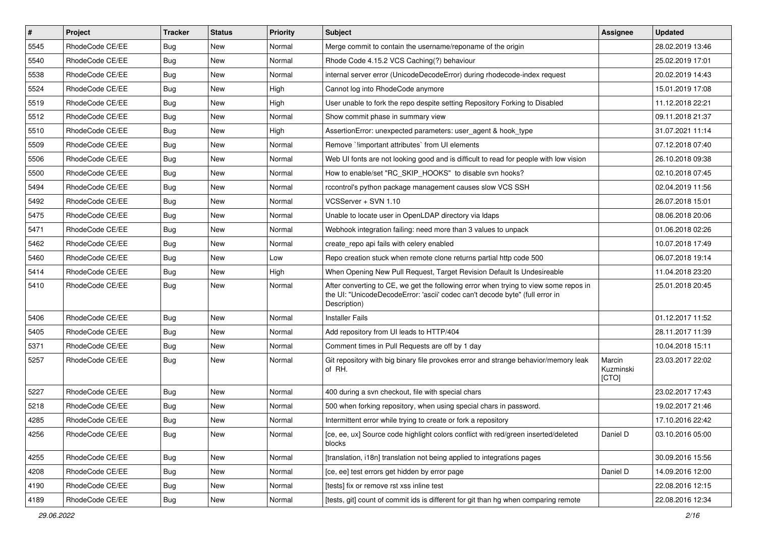| # | Project | Tracker | Status | Priority | Subject | Assignee | Updated |
|---|---|---|---|---|---|---|---|
| 5545 | RhodeCode CE/EE | Bug | New | Normal | Merge commit to contain the username/reponame of the origin | | 28.02.2019 13:46 |
| 5540 | RhodeCode CE/EE | Bug | New | Normal | Rhode Code 4.15.2 VCS Caching(?) behaviour | | 25.02.2019 17:01 |
| 5538 | RhodeCode CE/EE | Bug | New | Normal | internal server error (UnicodeDecodeError) during rhodecode-index request | | 20.02.2019 14:43 |
| 5524 | RhodeCode CE/EE | Bug | New | High | Cannot log into RhodeCode anymore | | 15.01.2019 17:08 |
| 5519 | RhodeCode CE/EE | Bug | New | High | User unable to fork the repo despite setting Repository Forking to Disabled | | 11.12.2018 22:21 |
| 5512 | RhodeCode CE/EE | Bug | New | Normal | Show commit phase in summary view | | 09.11.2018 21:37 |
| 5510 | RhodeCode CE/EE | Bug | New | High | AssertionError: unexpected parameters: user_agent & hook_type | | 31.07.2021 11:14 |
| 5509 | RhodeCode CE/EE | Bug | New | Normal | Remove `!important attributes` from UI elements | | 07.12.2018 07:40 |
| 5506 | RhodeCode CE/EE | Bug | New | Normal | Web UI fonts are not looking good and is difficult to read for people with low vision | | 26.10.2018 09:38 |
| 5500 | RhodeCode CE/EE | Bug | New | Normal | How to enable/set "RC_SKIP_HOOKS" to disable svn hooks? | | 02.10.2018 07:45 |
| 5494 | RhodeCode CE/EE | Bug | New | Normal | rccontrol's python package management causes slow VCS SSH | | 02.04.2019 11:56 |
| 5492 | RhodeCode CE/EE | Bug | New | Normal | VCSServer + SVN 1.10 | | 26.07.2018 15:01 |
| 5475 | RhodeCode CE/EE | Bug | New | Normal | Unable to locate user in OpenLDAP directory via ldaps | | 08.06.2018 20:06 |
| 5471 | RhodeCode CE/EE | Bug | New | Normal | Webhook integration failing: need more than 3 values to unpack | | 01.06.2018 02:26 |
| 5462 | RhodeCode CE/EE | Bug | New | Normal | create_repo api fails with celery enabled | | 10.07.2018 17:49 |
| 5460 | RhodeCode CE/EE | Bug | New | Low | Repo creation stuck when remote clone returns partial http code 500 | | 06.07.2018 19:14 |
| 5414 | RhodeCode CE/EE | Bug | New | High | When Opening New Pull Request, Target Revision Default Is Undesireable | | 11.04.2018 23:20 |
| 5410 | RhodeCode CE/EE | Bug | New | Normal | After converting to CE, we get the following error when trying to view some repos in the UI: "UnicodeDecodeError: 'ascii' codec can't decode byte" (full error in Description) | | 25.01.2018 20:45 |
| 5406 | RhodeCode CE/EE | Bug | New | Normal | Installer Fails | | 01.12.2017 11:52 |
| 5405 | RhodeCode CE/EE | Bug | New | Normal | Add repository from UI leads to HTTP/404 | | 28.11.2017 11:39 |
| 5371 | RhodeCode CE/EE | Bug | New | Normal | Comment times in Pull Requests are off by 1 day | | 10.04.2018 15:11 |
| 5257 | RhodeCode CE/EE | Bug | New | Normal | Git repository with big binary file provokes error and strange behavior/memory leak of RH. | Marcin Kuzminski [CTO] | 23.03.2017 22:02 |
| 5227 | RhodeCode CE/EE | Bug | New | Normal | 400 during a svn checkout, file with special chars | | 23.02.2017 17:43 |
| 5218 | RhodeCode CE/EE | Bug | New | Normal | 500 when forking repository, when using special chars in password. | | 19.02.2017 21:46 |
| 4285 | RhodeCode CE/EE | Bug | New | Normal | Intermittent error while trying to create or fork a repository | | 17.10.2016 22:42 |
| 4256 | RhodeCode CE/EE | Bug | New | Normal | [ce, ee, ux] Source code highlight colors conflict with red/green inserted/deleted blocks | Daniel D | 03.10.2016 05:00 |
| 4255 | RhodeCode CE/EE | Bug | New | Normal | [translation, i18n] translation not being applied to integrations pages | | 30.09.2016 15:56 |
| 4208 | RhodeCode CE/EE | Bug | New | Normal | [ce, ee] test errors get hidden by error page | Daniel D | 14.09.2016 12:00 |
| 4190 | RhodeCode CE/EE | Bug | New | Normal | [tests] fix or remove rst xss inline test | | 22.08.2016 12:15 |
| 4189 | RhodeCode CE/EE | Bug | New | Normal | [tests, git] count of commit ids is different for git than hg when comparing remote | | 22.08.2016 12:34 |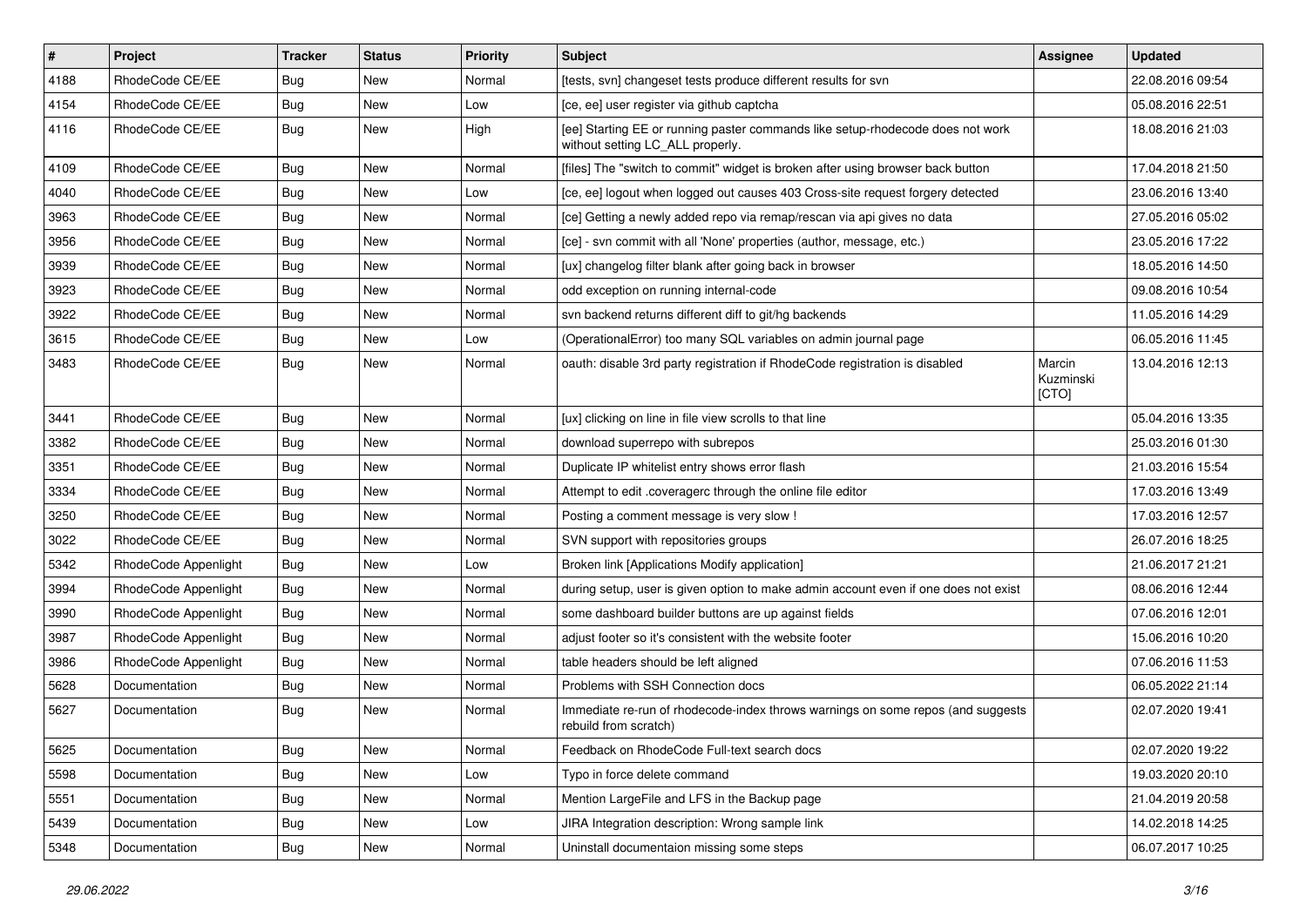| # | Project | Tracker | Status | Priority | Subject | Assignee | Updated |
|---|---|---|---|---|---|---|---|
| 4188 | RhodeCode CE/EE | Bug | New | Normal | [tests, svn] changeset tests produce different results for svn | | 22.08.2016 09:54 |
| 4154 | RhodeCode CE/EE | Bug | New | Low | [ce, ee] user register via github captcha | | 05.08.2016 22:51 |
| 4116 | RhodeCode CE/EE | Bug | New | High | [ee] Starting EE or running paster commands like setup-rhodecode does not work without setting LC_ALL properly. | | 18.08.2016 21:03 |
| 4109 | RhodeCode CE/EE | Bug | New | Normal | [files] The "switch to commit" widget is broken after using browser back button | | 17.04.2018 21:50 |
| 4040 | RhodeCode CE/EE | Bug | New | Low | [ce, ee] logout when logged out causes 403 Cross-site request forgery detected | | 23.06.2016 13:40 |
| 3963 | RhodeCode CE/EE | Bug | New | Normal | [ce] Getting a newly added repo via remap/rescan via api gives no data | | 27.05.2016 05:02 |
| 3956 | RhodeCode CE/EE | Bug | New | Normal | [ce] - svn commit with all 'None' properties (author, message, etc.) | | 23.05.2016 17:22 |
| 3939 | RhodeCode CE/EE | Bug | New | Normal | [ux] changelog filter blank after going back in browser | | 18.05.2016 14:50 |
| 3923 | RhodeCode CE/EE | Bug | New | Normal | odd exception on running internal-code | | 09.08.2016 10:54 |
| 3922 | RhodeCode CE/EE | Bug | New | Normal | svn backend returns different diff to git/hg backends | | 11.05.2016 14:29 |
| 3615 | RhodeCode CE/EE | Bug | New | Low | (OperationalError) too many SQL variables on admin journal page | | 06.05.2016 11:45 |
| 3483 | RhodeCode CE/EE | Bug | New | Normal | oauth: disable 3rd party registration if RhodeCode registration is disabled | Marcin Kuzminski [CTO] | 13.04.2016 12:13 |
| 3441 | RhodeCode CE/EE | Bug | New | Normal | [ux] clicking on line in file view scrolls to that line | | 05.04.2016 13:35 |
| 3382 | RhodeCode CE/EE | Bug | New | Normal | download superrepo with subrepos | | 25.03.2016 01:30 |
| 3351 | RhodeCode CE/EE | Bug | New | Normal | Duplicate IP whitelist entry shows error flash | | 21.03.2016 15:54 |
| 3334 | RhodeCode CE/EE | Bug | New | Normal | Attempt to edit .coveragerc through the online file editor | | 17.03.2016 13:49 |
| 3250 | RhodeCode CE/EE | Bug | New | Normal | Posting a comment message is very slow ! | | 17.03.2016 12:57 |
| 3022 | RhodeCode CE/EE | Bug | New | Normal | SVN support with repositories groups | | 26.07.2016 18:25 |
| 5342 | RhodeCode Appenlight | Bug | New | Low | Broken link [Applications Modify application] | | 21.06.2017 21:21 |
| 3994 | RhodeCode Appenlight | Bug | New | Normal | during setup, user is given option to make admin account even if one does not exist | | 08.06.2016 12:44 |
| 3990 | RhodeCode Appenlight | Bug | New | Normal | some dashboard builder buttons are up against fields | | 07.06.2016 12:01 |
| 3987 | RhodeCode Appenlight | Bug | New | Normal | adjust footer so it's consistent with the website footer | | 15.06.2016 10:20 |
| 3986 | RhodeCode Appenlight | Bug | New | Normal | table headers should be left aligned | | 07.06.2016 11:53 |
| 5628 | Documentation | Bug | New | Normal | Problems with SSH Connection docs | | 06.05.2022 21:14 |
| 5627 | Documentation | Bug | New | Normal | Immediate re-run of rhodecode-index throws warnings on some repos (and suggests rebuild from scratch) | | 02.07.2020 19:41 |
| 5625 | Documentation | Bug | New | Normal | Feedback on RhodeCode Full-text search docs | | 02.07.2020 19:22 |
| 5598 | Documentation | Bug | New | Low | Typo in force delete command | | 19.03.2020 20:10 |
| 5551 | Documentation | Bug | New | Normal | Mention LargeFile and LFS in the Backup page | | 21.04.2019 20:58 |
| 5439 | Documentation | Bug | New | Low | JIRA Integration description: Wrong sample link | | 14.02.2018 14:25 |
| 5348 | Documentation | Bug | New | Normal | Uninstall documentaion missing some steps | | 06.07.2017 10:25 |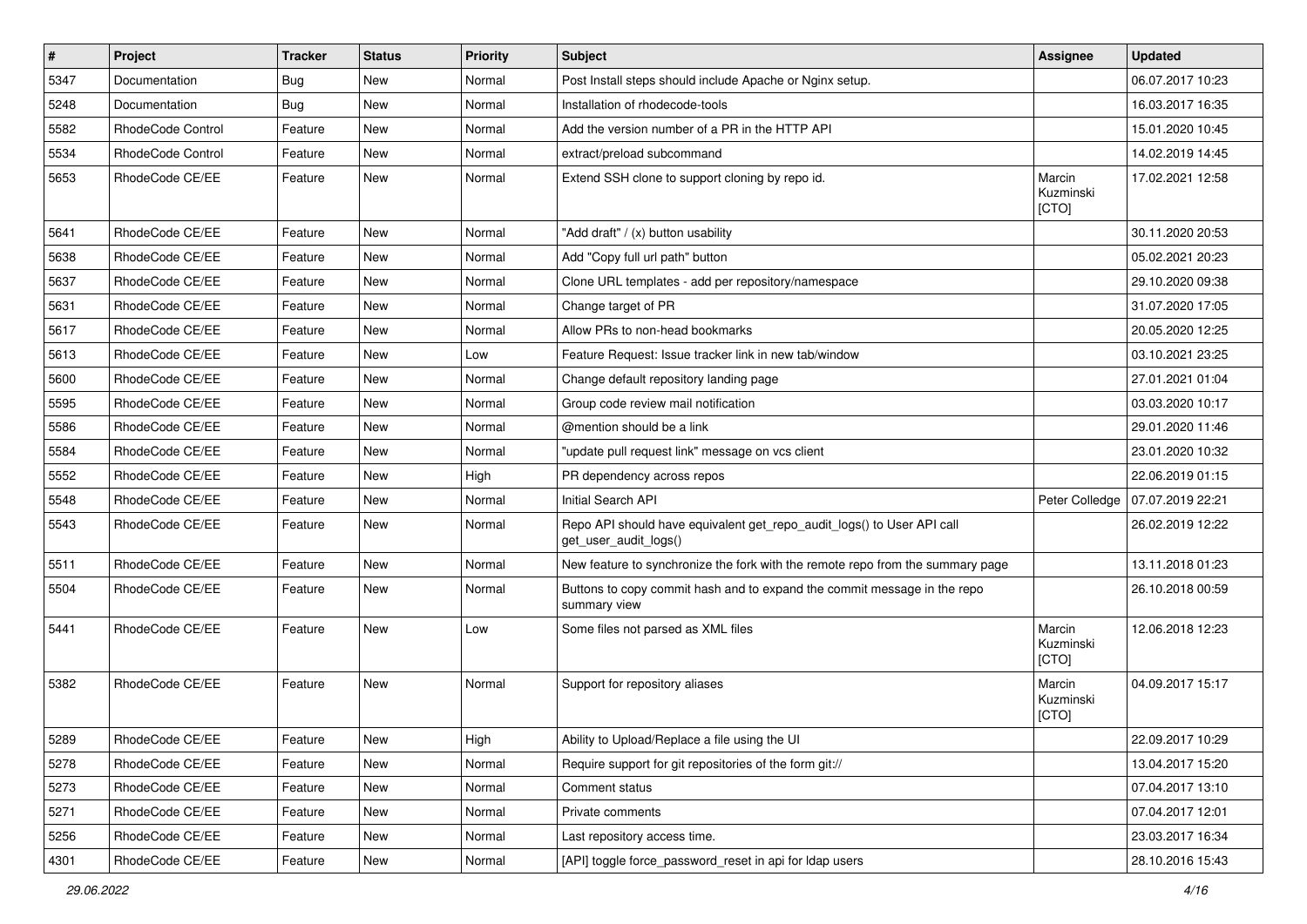| # | Project | Tracker | Status | Priority | Subject | Assignee | Updated |
|---|---|---|---|---|---|---|---|
| 5347 | Documentation | Bug | New | Normal | Post Install steps should include Apache or Nginx setup. | | 06.07.2017 10:23 |
| 5248 | Documentation | Bug | New | Normal | Installation of rhodecode-tools | | 16.03.2017 16:35 |
| 5582 | RhodeCode Control | Feature | New | Normal | Add the version number of a PR in the HTTP API | | 15.01.2020 10:45 |
| 5534 | RhodeCode Control | Feature | New | Normal | extract/preload subcommand | | 14.02.2019 14:45 |
| 5653 | RhodeCode CE/EE | Feature | New | Normal | Extend SSH clone to support cloning by repo id. | Marcin Kuzminski [CTO] | 17.02.2021 12:58 |
| 5641 | RhodeCode CE/EE | Feature | New | Normal | "Add draft" / (x) button usability | | 30.11.2020 20:53 |
| 5638 | RhodeCode CE/EE | Feature | New | Normal | Add "Copy full url path" button | | 05.02.2021 20:23 |
| 5637 | RhodeCode CE/EE | Feature | New | Normal | Clone URL templates - add per repository/namespace | | 29.10.2020 09:38 |
| 5631 | RhodeCode CE/EE | Feature | New | Normal | Change target of PR | | 31.07.2020 17:05 |
| 5617 | RhodeCode CE/EE | Feature | New | Normal | Allow PRs to non-head bookmarks | | 20.05.2020 12:25 |
| 5613 | RhodeCode CE/EE | Feature | New | Low | Feature Request: Issue tracker link in new tab/window | | 03.10.2021 23:25 |
| 5600 | RhodeCode CE/EE | Feature | New | Normal | Change default repository landing page | | 27.01.2021 01:04 |
| 5595 | RhodeCode CE/EE | Feature | New | Normal | Group code review mail notification | | 03.03.2020 10:17 |
| 5586 | RhodeCode CE/EE | Feature | New | Normal | @mention should be a link | | 29.01.2020 11:46 |
| 5584 | RhodeCode CE/EE | Feature | New | Normal | "update pull request link" message on vcs client | | 23.01.2020 10:32 |
| 5552 | RhodeCode CE/EE | Feature | New | High | PR dependency across repos | | 22.06.2019 01:15 |
| 5548 | RhodeCode CE/EE | Feature | New | Normal | Initial Search API | Peter Colledge | 07.07.2019 22:21 |
| 5543 | RhodeCode CE/EE | Feature | New | Normal | Repo API should have equivalent get_repo_audit_logs() to User API call get_user_audit_logs() | | 26.02.2019 12:22 |
| 5511 | RhodeCode CE/EE | Feature | New | Normal | New feature to synchronize the fork with the remote repo from the summary page | | 13.11.2018 01:23 |
| 5504 | RhodeCode CE/EE | Feature | New | Normal | Buttons to copy commit hash and to expand the commit message in the repo summary view | | 26.10.2018 00:59 |
| 5441 | RhodeCode CE/EE | Feature | New | Low | Some files not parsed as XML files | Marcin Kuzminski [CTO] | 12.06.2018 12:23 |
| 5382 | RhodeCode CE/EE | Feature | New | Normal | Support for repository aliases | Marcin Kuzminski [CTO] | 04.09.2017 15:17 |
| 5289 | RhodeCode CE/EE | Feature | New | High | Ability to Upload/Replace a file using the UI | | 22.09.2017 10:29 |
| 5278 | RhodeCode CE/EE | Feature | New | Normal | Require support for git repositories of the form git:// | | 13.04.2017 15:20 |
| 5273 | RhodeCode CE/EE | Feature | New | Normal | Comment status | | 07.04.2017 13:10 |
| 5271 | RhodeCode CE/EE | Feature | New | Normal | Private comments | | 07.04.2017 12:01 |
| 5256 | RhodeCode CE/EE | Feature | New | Normal | Last repository access time. | | 23.03.2017 16:34 |
| 4301 | RhodeCode CE/EE | Feature | New | Normal | [API] toggle force_password_reset in api for ldap users | | 28.10.2016 15:43 |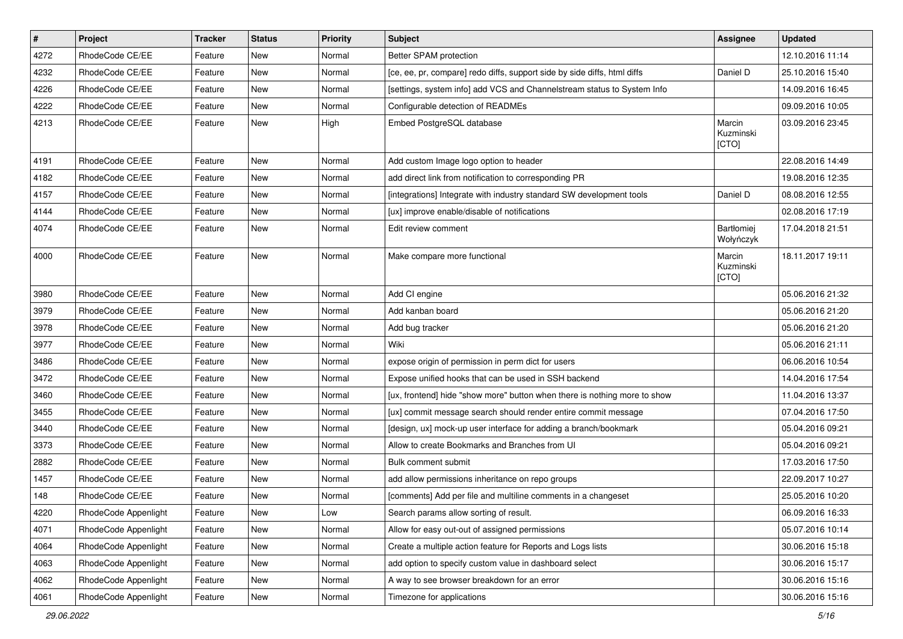| # | Project | Tracker | Status | Priority | Subject | Assignee | Updated |
|---|---|---|---|---|---|---|---|
| 4272 | RhodeCode CE/EE | Feature | New | Normal | Better SPAM protection | | 12.10.2016 11:14 |
| 4232 | RhodeCode CE/EE | Feature | New | Normal | [ce, ee, pr, compare] redo diffs, support side by side diffs, html diffs | Daniel D | 25.10.2016 15:40 |
| 4226 | RhodeCode CE/EE | Feature | New | Normal | [settings, system info] add VCS and Channelstream status to System Info | | 14.09.2016 16:45 |
| 4222 | RhodeCode CE/EE | Feature | New | Normal | Configurable detection of READMEs | | 09.09.2016 10:05 |
| 4213 | RhodeCode CE/EE | Feature | New | High | Embed PostgreSQL database | Marcin Kuzminski [CTO] | 03.09.2016 23:45 |
| 4191 | RhodeCode CE/EE | Feature | New | Normal | Add custom Image logo option to header | | 22.08.2016 14:49 |
| 4182 | RhodeCode CE/EE | Feature | New | Normal | add direct link from notification to corresponding PR | | 19.08.2016 12:35 |
| 4157 | RhodeCode CE/EE | Feature | New | Normal | [integrations] Integrate with industry standard SW development tools | Daniel D | 08.08.2016 12:55 |
| 4144 | RhodeCode CE/EE | Feature | New | Normal | [ux] improve enable/disable of notifications | | 02.08.2016 17:19 |
| 4074 | RhodeCode CE/EE | Feature | New | Normal | Edit review comment | Bartłomiej Wołyńczyk | 17.04.2018 21:51 |
| 4000 | RhodeCode CE/EE | Feature | New | Normal | Make compare more functional | Marcin Kuzminski [CTO] | 18.11.2017 19:11 |
| 3980 | RhodeCode CE/EE | Feature | New | Normal | Add CI engine | | 05.06.2016 21:32 |
| 3979 | RhodeCode CE/EE | Feature | New | Normal | Add kanban board | | 05.06.2016 21:20 |
| 3978 | RhodeCode CE/EE | Feature | New | Normal | Add bug tracker | | 05.06.2016 21:20 |
| 3977 | RhodeCode CE/EE | Feature | New | Normal | Wiki | | 05.06.2016 21:11 |
| 3486 | RhodeCode CE/EE | Feature | New | Normal | expose origin of permission in perm dict for users | | 06.06.2016 10:54 |
| 3472 | RhodeCode CE/EE | Feature | New | Normal | Expose unified hooks that can be used in SSH backend | | 14.04.2016 17:54 |
| 3460 | RhodeCode CE/EE | Feature | New | Normal | [ux, frontend] hide "show more" button when there is nothing more to show | | 11.04.2016 13:37 |
| 3455 | RhodeCode CE/EE | Feature | New | Normal | [ux] commit message search should render entire commit message | | 07.04.2016 17:50 |
| 3440 | RhodeCode CE/EE | Feature | New | Normal | [design, ux] mock-up user interface for adding a branch/bookmark | | 05.04.2016 09:21 |
| 3373 | RhodeCode CE/EE | Feature | New | Normal | Allow to create Bookmarks and Branches from UI | | 05.04.2016 09:21 |
| 2882 | RhodeCode CE/EE | Feature | New | Normal | Bulk comment submit | | 17.03.2016 17:50 |
| 1457 | RhodeCode CE/EE | Feature | New | Normal | add allow permissions inheritance on repo groups | | 22.09.2017 10:27 |
| 148 | RhodeCode CE/EE | Feature | New | Normal | [comments] Add per file and multiline comments in a changeset | | 25.05.2016 10:20 |
| 4220 | RhodeCode Appenlight | Feature | New | Low | Search params allow sorting of result. | | 06.09.2016 16:33 |
| 4071 | RhodeCode Appenlight | Feature | New | Normal | Allow for easy out-out of assigned permissions | | 05.07.2016 10:14 |
| 4064 | RhodeCode Appenlight | Feature | New | Normal | Create a multiple action feature for Reports and Logs lists | | 30.06.2016 15:18 |
| 4063 | RhodeCode Appenlight | Feature | New | Normal | add option to specify custom value in dashboard select | | 30.06.2016 15:17 |
| 4062 | RhodeCode Appenlight | Feature | New | Normal | A way to see browser breakdown for an error | | 30.06.2016 15:16 |
| 4061 | RhodeCode Appenlight | Feature | New | Normal | Timezone for applications | | 30.06.2016 15:16 |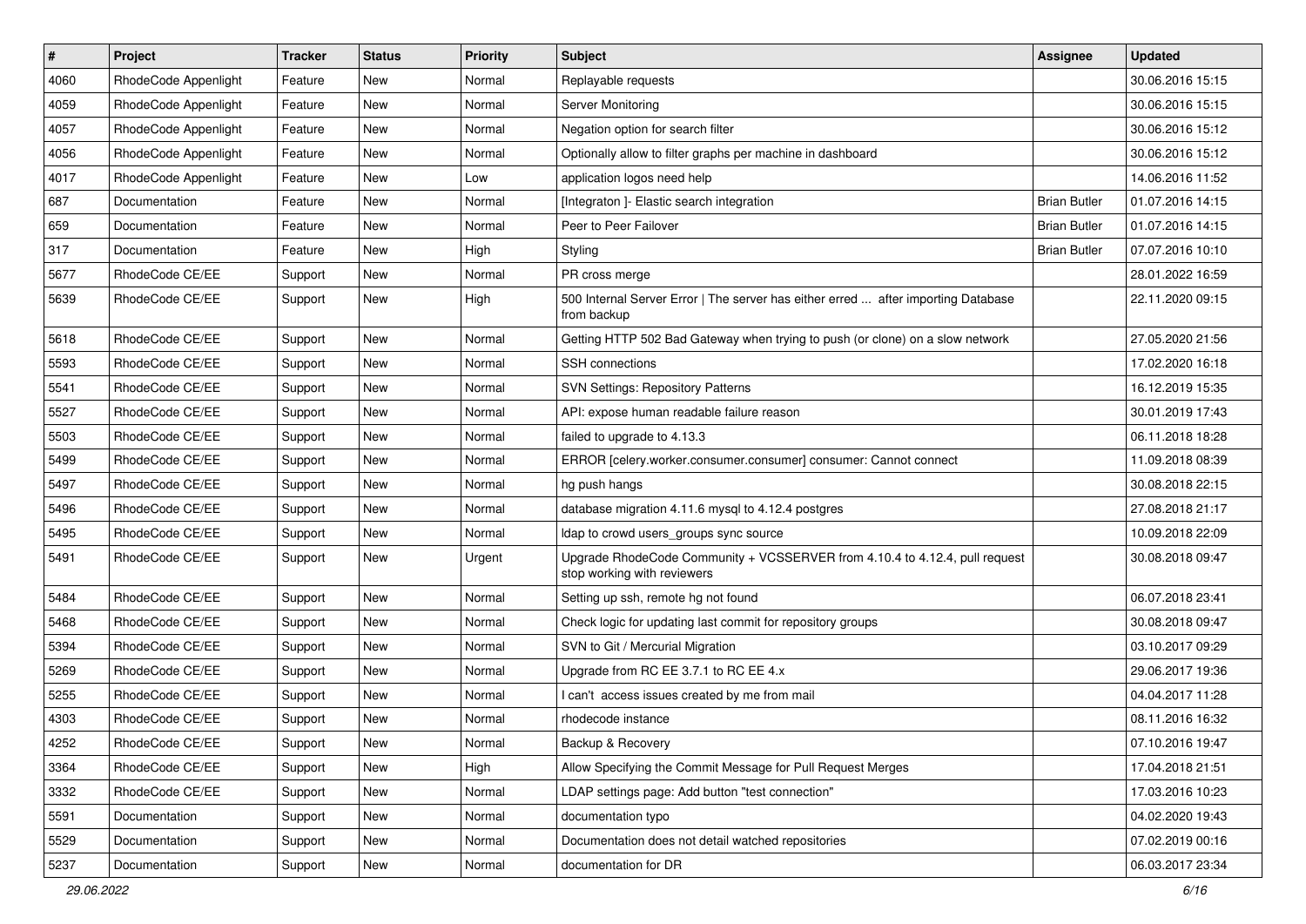| # | Project | Tracker | Status | Priority | Subject | Assignee | Updated |
|---|---|---|---|---|---|---|---|
| 4060 | RhodeCode Appenlight | Feature | New | Normal | Replayable requests | | 30.06.2016 15:15 |
| 4059 | RhodeCode Appenlight | Feature | New | Normal | Server Monitoring | | 30.06.2016 15:15 |
| 4057 | RhodeCode Appenlight | Feature | New | Normal | Negation option for search filter | | 30.06.2016 15:12 |
| 4056 | RhodeCode Appenlight | Feature | New | Normal | Optionally allow to filter graphs per machine in dashboard | | 30.06.2016 15:12 |
| 4017 | RhodeCode Appenlight | Feature | New | Low | application logos need help | | 14.06.2016 11:52 |
| 687 | Documentation | Feature | New | Normal | [Integraton ]- Elastic search integration | Brian Butler | 01.07.2016 14:15 |
| 659 | Documentation | Feature | New | Normal | Peer to Peer Failover | Brian Butler | 01.07.2016 14:15 |
| 317 | Documentation | Feature | New | High | Styling | Brian Butler | 07.07.2016 10:10 |
| 5677 | RhodeCode CE/EE | Support | New | Normal | PR cross merge | | 28.01.2022 16:59 |
| 5639 | RhodeCode CE/EE | Support | New | High | 500 Internal Server Error \| The server has either erred ... after importing Database from backup | | 22.11.2020 09:15 |
| 5618 | RhodeCode CE/EE | Support | New | Normal | Getting HTTP 502 Bad Gateway when trying to push (or clone) on a slow network | | 27.05.2020 21:56 |
| 5593 | RhodeCode CE/EE | Support | New | Normal | SSH connections | | 17.02.2020 16:18 |
| 5541 | RhodeCode CE/EE | Support | New | Normal | SVN Settings: Repository Patterns | | 16.12.2019 15:35 |
| 5527 | RhodeCode CE/EE | Support | New | Normal | API: expose human readable failure reason | | 30.01.2019 17:43 |
| 5503 | RhodeCode CE/EE | Support | New | Normal | failed to upgrade to 4.13.3 | | 06.11.2018 18:28 |
| 5499 | RhodeCode CE/EE | Support | New | Normal | ERROR [celery.worker.consumer.consumer] consumer: Cannot connect | | 11.09.2018 08:39 |
| 5497 | RhodeCode CE/EE | Support | New | Normal | hg push hangs | | 30.08.2018 22:15 |
| 5496 | RhodeCode CE/EE | Support | New | Normal | database migration 4.11.6 mysql to 4.12.4 postgres | | 27.08.2018 21:17 |
| 5495 | RhodeCode CE/EE | Support | New | Normal | ldap to crowd users_groups sync source | | 10.09.2018 22:09 |
| 5491 | RhodeCode CE/EE | Support | New | Urgent | Upgrade RhodeCode Community + VCSSERVER from 4.10.4 to 4.12.4, pull request stop working with reviewers | | 30.08.2018 09:47 |
| 5484 | RhodeCode CE/EE | Support | New | Normal | Setting up ssh, remote hg not found | | 06.07.2018 23:41 |
| 5468 | RhodeCode CE/EE | Support | New | Normal | Check logic for updating last commit for repository groups | | 30.08.2018 09:47 |
| 5394 | RhodeCode CE/EE | Support | New | Normal | SVN to Git / Mercurial Migration | | 03.10.2017 09:29 |
| 5269 | RhodeCode CE/EE | Support | New | Normal | Upgrade from RC EE 3.7.1 to RC EE 4.x | | 29.06.2017 19:36 |
| 5255 | RhodeCode CE/EE | Support | New | Normal | I can't access issues created by me from mail | | 04.04.2017 11:28 |
| 4303 | RhodeCode CE/EE | Support | New | Normal | rhodecode instance | | 08.11.2016 16:32 |
| 4252 | RhodeCode CE/EE | Support | New | Normal | Backup & Recovery | | 07.10.2016 19:47 |
| 3364 | RhodeCode CE/EE | Support | New | High | Allow Specifying the Commit Message for Pull Request Merges | | 17.04.2018 21:51 |
| 3332 | RhodeCode CE/EE | Support | New | Normal | LDAP settings page: Add button "test connection" | | 17.03.2016 10:23 |
| 5591 | Documentation | Support | New | Normal | documentation typo | | 04.02.2020 19:43 |
| 5529 | Documentation | Support | New | Normal | Documentation does not detail watched repositories | | 07.02.2019 00:16 |
| 5237 | Documentation | Support | New | Normal | documentation for DR | | 06.03.2017 23:34 |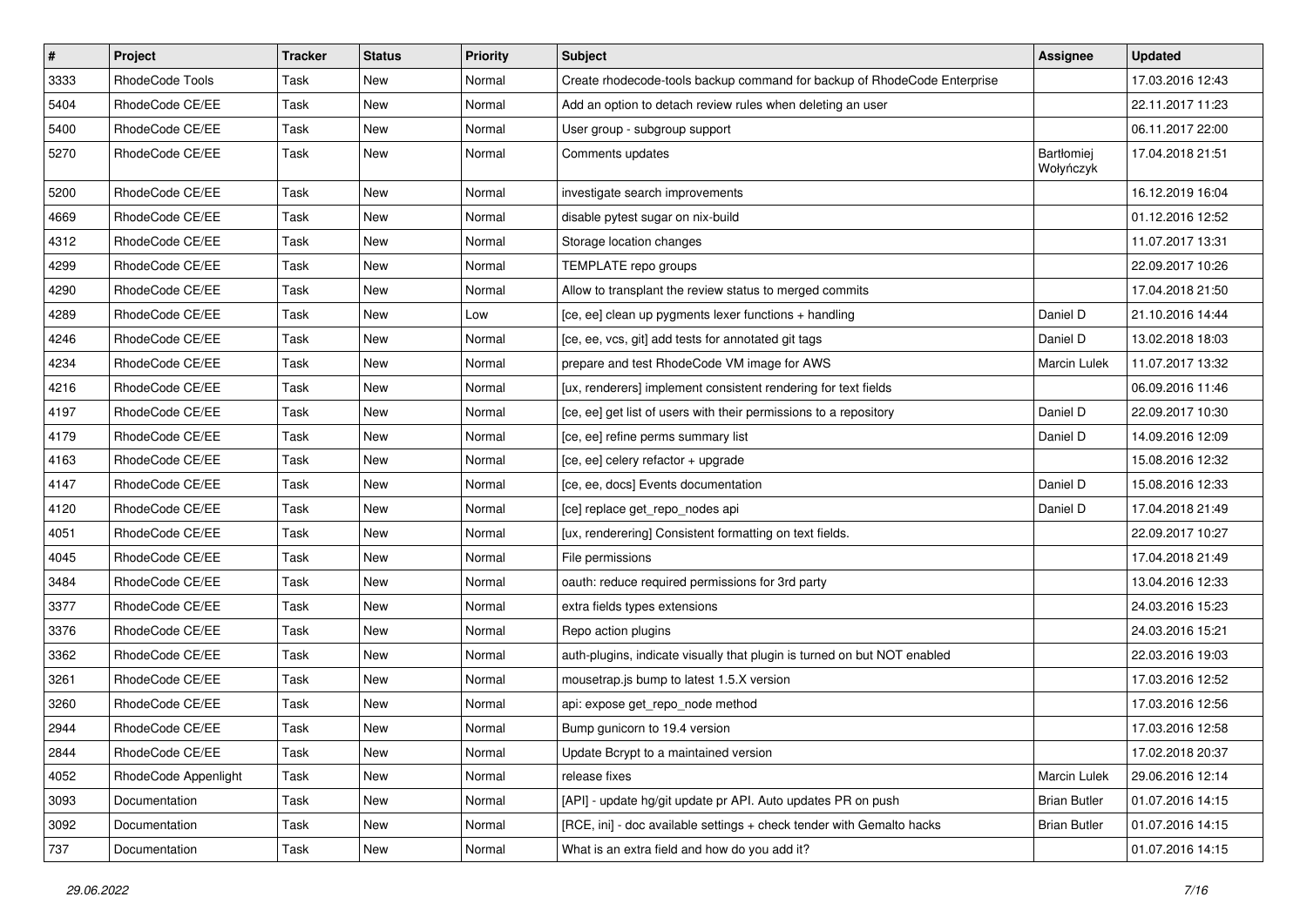| # | Project | Tracker | Status | Priority | Subject | Assignee | Updated |
|---|---|---|---|---|---|---|---|
| 3333 | RhodeCode Tools | Task | New | Normal | Create rhodecode-tools backup command for backup of RhodeCode Enterprise | | 17.03.2016 12:43 |
| 5404 | RhodeCode CE/EE | Task | New | Normal | Add an option to detach review rules when deleting an user | | 22.11.2017 11:23 |
| 5400 | RhodeCode CE/EE | Task | New | Normal | User group - subgroup support | | 06.11.2017 22:00 |
| 5270 | RhodeCode CE/EE | Task | New | Normal | Comments updates | Bartłomiej Wołyńczyk | 17.04.2018 21:51 |
| 5200 | RhodeCode CE/EE | Task | New | Normal | investigate search improvements | | 16.12.2019 16:04 |
| 4669 | RhodeCode CE/EE | Task | New | Normal | disable pytest sugar on nix-build | | 01.12.2016 12:52 |
| 4312 | RhodeCode CE/EE | Task | New | Normal | Storage location changes | | 11.07.2017 13:31 |
| 4299 | RhodeCode CE/EE | Task | New | Normal | TEMPLATE repo groups | | 22.09.2017 10:26 |
| 4290 | RhodeCode CE/EE | Task | New | Normal | Allow to transplant the review status to merged commits | | 17.04.2018 21:50 |
| 4289 | RhodeCode CE/EE | Task | New | Low | [ce, ee] clean up pygments lexer functions + handling | Daniel D | 21.10.2016 14:44 |
| 4246 | RhodeCode CE/EE | Task | New | Normal | [ce, ee, vcs, git] add tests for annotated git tags | Daniel D | 13.02.2018 18:03 |
| 4234 | RhodeCode CE/EE | Task | New | Normal | prepare and test RhodeCode VM image for AWS | Marcin Lulek | 11.07.2017 13:32 |
| 4216 | RhodeCode CE/EE | Task | New | Normal | [ux, renderers] implement consistent rendering for text fields | | 06.09.2016 11:46 |
| 4197 | RhodeCode CE/EE | Task | New | Normal | [ce, ee] get list of users with their permissions to a repository | Daniel D | 22.09.2017 10:30 |
| 4179 | RhodeCode CE/EE | Task | New | Normal | [ce, ee] refine perms summary list | Daniel D | 14.09.2016 12:09 |
| 4163 | RhodeCode CE/EE | Task | New | Normal | [ce, ee] celery refactor + upgrade | | 15.08.2016 12:32 |
| 4147 | RhodeCode CE/EE | Task | New | Normal | [ce, ee, docs] Events documentation | Daniel D | 15.08.2016 12:33 |
| 4120 | RhodeCode CE/EE | Task | New | Normal | [ce] replace get_repo_nodes api | Daniel D | 17.04.2018 21:49 |
| 4051 | RhodeCode CE/EE | Task | New | Normal | [ux, renderering] Consistent formatting on text fields. | | 22.09.2017 10:27 |
| 4045 | RhodeCode CE/EE | Task | New | Normal | File permissions | | 17.04.2018 21:49 |
| 3484 | RhodeCode CE/EE | Task | New | Normal | oauth: reduce required permissions for 3rd party | | 13.04.2016 12:33 |
| 3377 | RhodeCode CE/EE | Task | New | Normal | extra fields types extensions | | 24.03.2016 15:23 |
| 3376 | RhodeCode CE/EE | Task | New | Normal | Repo action plugins | | 24.03.2016 15:21 |
| 3362 | RhodeCode CE/EE | Task | New | Normal | auth-plugins, indicate visually that plugin is turned on but NOT enabled | | 22.03.2016 19:03 |
| 3261 | RhodeCode CE/EE | Task | New | Normal | mousetrap.js bump to latest 1.5.X version | | 17.03.2016 12:52 |
| 3260 | RhodeCode CE/EE | Task | New | Normal | api: expose get_repo_node method | | 17.03.2016 12:56 |
| 2944 | RhodeCode CE/EE | Task | New | Normal | Bump gunicorn to 19.4 version | | 17.03.2016 12:58 |
| 2844 | RhodeCode CE/EE | Task | New | Normal | Update Bcrypt to a maintained version | | 17.02.2018 20:37 |
| 4052 | RhodeCode Appenlight | Task | New | Normal | release fixes | Marcin Lulek | 29.06.2016 12:14 |
| 3093 | Documentation | Task | New | Normal | [API] - update hg/git update pr API. Auto updates PR on push | Brian Butler | 01.07.2016 14:15 |
| 3092 | Documentation | Task | New | Normal | [RCE, ini] - doc available settings + check tender with Gemalto hacks | Brian Butler | 01.07.2016 14:15 |
| 737 | Documentation | Task | New | Normal | What is an extra field and how do you add it? | | 01.07.2016 14:15 |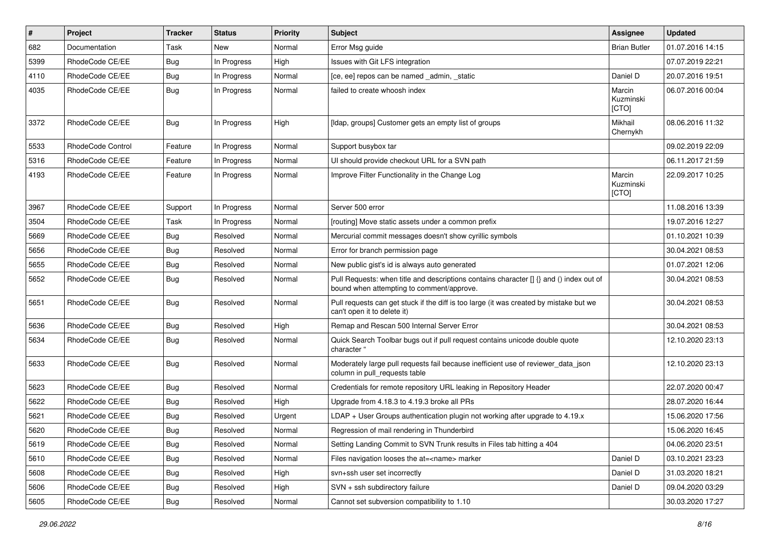| # | Project | Tracker | Status | Priority | Subject | Assignee | Updated |
|---|---|---|---|---|---|---|---|
| 682 | Documentation | Task | New | Normal | Error Msg guide | Brian Butler | 01.07.2016 14:15 |
| 5399 | RhodeCode CE/EE | Bug | In Progress | High | Issues with Git LFS integration | | 07.07.2019 22:21 |
| 4110 | RhodeCode CE/EE | Bug | In Progress | Normal | [ce, ee] repos can be named _admin, _static | Daniel D | 20.07.2016 19:51 |
| 4035 | RhodeCode CE/EE | Bug | In Progress | Normal | failed to create whoosh index | Marcin Kuzminski [CTO] | 06.07.2016 00:04 |
| 3372 | RhodeCode CE/EE | Bug | In Progress | High | [ldap, groups] Customer gets an empty list of groups | Mikhail Chernykh | 08.06.2016 11:32 |
| 5533 | RhodeCode Control | Feature | In Progress | Normal | Support busybox tar | | 09.02.2019 22:09 |
| 5316 | RhodeCode CE/EE | Feature | In Progress | Normal | UI should provide checkout URL for a SVN path | | 06.11.2017 21:59 |
| 4193 | RhodeCode CE/EE | Feature | In Progress | Normal | Improve Filter Functionality in the Change Log | Marcin Kuzminski [CTO] | 22.09.2017 10:25 |
| 3967 | RhodeCode CE/EE | Support | In Progress | Normal | Server 500 error | | 11.08.2016 13:39 |
| 3504 | RhodeCode CE/EE | Task | In Progress | Normal | [routing] Move static assets under a common prefix | | 19.07.2016 12:27 |
| 5669 | RhodeCode CE/EE | Bug | Resolved | Normal | Mercurial commit messages doesn't show cyrillic symbols | | 01.10.2021 10:39 |
| 5656 | RhodeCode CE/EE | Bug | Resolved | Normal | Error for branch permission page | | 30.04.2021 08:53 |
| 5655 | RhodeCode CE/EE | Bug | Resolved | Normal | New public gist's id is always auto generated | | 01.07.2021 12:06 |
| 5652 | RhodeCode CE/EE | Bug | Resolved | Normal | Pull Requests: when title and descriptions contains character [] {} and () index out of bound when attempting to comment/approve. | | 30.04.2021 08:53 |
| 5651 | RhodeCode CE/EE | Bug | Resolved | Normal | Pull requests can get stuck if the diff is too large (it was created by mistake but we can't open it to delete it) | | 30.04.2021 08:53 |
| 5636 | RhodeCode CE/EE | Bug | Resolved | High | Remap and Rescan 500 Internal Server Error | | 30.04.2021 08:53 |
| 5634 | RhodeCode CE/EE | Bug | Resolved | Normal | Quick Search Toolbar bugs out if pull request contains unicode double quote character " | | 12.10.2020 23:13 |
| 5633 | RhodeCode CE/EE | Bug | Resolved | Normal | Moderately large pull requests fail because inefficient use of reviewer_data_json column in pull_requests table | | 12.10.2020 23:13 |
| 5623 | RhodeCode CE/EE | Bug | Resolved | Normal | Credentials for remote repository URL leaking in Repository Header | | 22.07.2020 00:47 |
| 5622 | RhodeCode CE/EE | Bug | Resolved | High | Upgrade from 4.18.3 to 4.19.3 broke all PRs | | 28.07.2020 16:44 |
| 5621 | RhodeCode CE/EE | Bug | Resolved | Urgent | LDAP + User Groups authentication plugin not working after upgrade to 4.19.x | | 15.06.2020 17:56 |
| 5620 | RhodeCode CE/EE | Bug | Resolved | Normal | Regression of mail rendering in Thunderbird | | 15.06.2020 16:45 |
| 5619 | RhodeCode CE/EE | Bug | Resolved | Normal | Setting Landing Commit to SVN Trunk results in Files tab hitting a 404 | | 04.06.2020 23:51 |
| 5610 | RhodeCode CE/EE | Bug | Resolved | Normal | Files navigation looses the at=<name> marker | Daniel D | 03.10.2021 23:23 |
| 5608 | RhodeCode CE/EE | Bug | Resolved | High | svn+ssh user set incorrectly | Daniel D | 31.03.2020 18:21 |
| 5606 | RhodeCode CE/EE | Bug | Resolved | High | SVN + ssh subdirectory failure | Daniel D | 09.04.2020 03:29 |
| 5605 | RhodeCode CE/EE | Bug | Resolved | Normal | Cannot set subversion compatibility to 1.10 | | 30.03.2020 17:27 |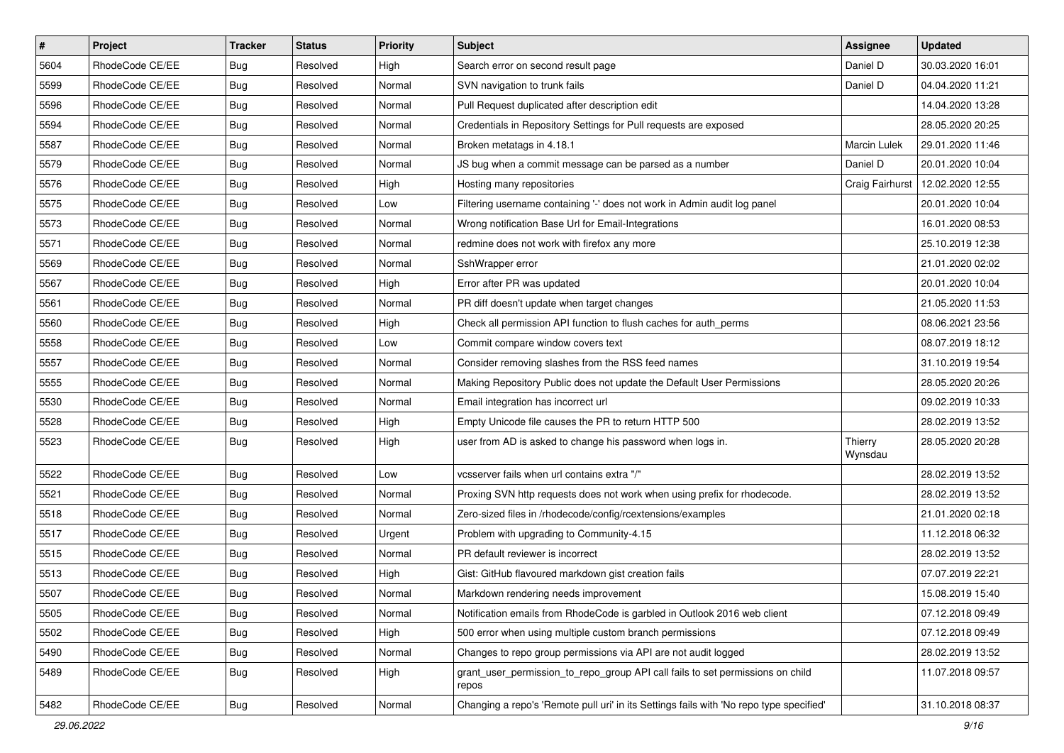| # | Project | Tracker | Status | Priority | Subject | Assignee | Updated |
|---|---|---|---|---|---|---|---|
| 5604 | RhodeCode CE/EE | Bug | Resolved | High | Search error on second result page | Daniel D | 30.03.2020 16:01 |
| 5599 | RhodeCode CE/EE | Bug | Resolved | Normal | SVN navigation to trunk fails | Daniel D | 04.04.2020 11:21 |
| 5596 | RhodeCode CE/EE | Bug | Resolved | Normal | Pull Request duplicated after description edit | | 14.04.2020 13:28 |
| 5594 | RhodeCode CE/EE | Bug | Resolved | Normal | Credentials in Repository Settings for Pull requests are exposed | | 28.05.2020 20:25 |
| 5587 | RhodeCode CE/EE | Bug | Resolved | Normal | Broken metatags in 4.18.1 | Marcin Lulek | 29.01.2020 11:46 |
| 5579 | RhodeCode CE/EE | Bug | Resolved | Normal | JS bug when a commit message can be parsed as a number | Daniel D | 20.01.2020 10:04 |
| 5576 | RhodeCode CE/EE | Bug | Resolved | High | Hosting many repositories | Craig Fairhurst | 12.02.2020 12:55 |
| 5575 | RhodeCode CE/EE | Bug | Resolved | Low | Filtering username containing '-' does not work in Admin audit log panel | | 20.01.2020 10:04 |
| 5573 | RhodeCode CE/EE | Bug | Resolved | Normal | Wrong notification Base Url for Email-Integrations | | 16.01.2020 08:53 |
| 5571 | RhodeCode CE/EE | Bug | Resolved | Normal | redmine does not work with firefox any more | | 25.10.2019 12:38 |
| 5569 | RhodeCode CE/EE | Bug | Resolved | Normal | SshWrapper error | | 21.01.2020 02:02 |
| 5567 | RhodeCode CE/EE | Bug | Resolved | High | Error after PR was updated | | 20.01.2020 10:04 |
| 5561 | RhodeCode CE/EE | Bug | Resolved | Normal | PR diff doesn't update when target changes | | 21.05.2020 11:53 |
| 5560 | RhodeCode CE/EE | Bug | Resolved | High | Check all permission API function to flush caches for auth_perms | | 08.06.2021 23:56 |
| 5558 | RhodeCode CE/EE | Bug | Resolved | Low | Commit compare window covers text | | 08.07.2019 18:12 |
| 5557 | RhodeCode CE/EE | Bug | Resolved | Normal | Consider removing slashes from the RSS feed names | | 31.10.2019 19:54 |
| 5555 | RhodeCode CE/EE | Bug | Resolved | Normal | Making Repository Public does not update the Default User Permissions | | 28.05.2020 20:26 |
| 5530 | RhodeCode CE/EE | Bug | Resolved | Normal | Email integration has incorrect url | | 09.02.2019 10:33 |
| 5528 | RhodeCode CE/EE | Bug | Resolved | High | Empty Unicode file causes the PR to return HTTP 500 | | 28.02.2019 13:52 |
| 5523 | RhodeCode CE/EE | Bug | Resolved | High | user from AD is asked to change his password when logs in. | Thierry Wynsdau | 28.05.2020 20:28 |
| 5522 | RhodeCode CE/EE | Bug | Resolved | Low | vcsserver fails when url contains extra "/" | | 28.02.2019 13:52 |
| 5521 | RhodeCode CE/EE | Bug | Resolved | Normal | Proxing SVN http requests does not work when using prefix for rhodecode. | | 28.02.2019 13:52 |
| 5518 | RhodeCode CE/EE | Bug | Resolved | Normal | Zero-sized files in /rhodecode/config/rcextensions/examples | | 21.01.2020 02:18 |
| 5517 | RhodeCode CE/EE | Bug | Resolved | Urgent | Problem with upgrading to Community-4.15 | | 11.12.2018 06:32 |
| 5515 | RhodeCode CE/EE | Bug | Resolved | Normal | PR default reviewer is incorrect | | 28.02.2019 13:52 |
| 5513 | RhodeCode CE/EE | Bug | Resolved | High | Gist: GitHub flavoured markdown gist creation fails | | 07.07.2019 22:21 |
| 5507 | RhodeCode CE/EE | Bug | Resolved | Normal | Markdown rendering needs improvement | | 15.08.2019 15:40 |
| 5505 | RhodeCode CE/EE | Bug | Resolved | Normal | Notification emails from RhodeCode is garbled in Outlook 2016 web client | | 07.12.2018 09:49 |
| 5502 | RhodeCode CE/EE | Bug | Resolved | High | 500 error when using multiple custom branch permissions | | 07.12.2018 09:49 |
| 5490 | RhodeCode CE/EE | Bug | Resolved | Normal | Changes to repo group permissions via API are not audit logged | | 28.02.2019 13:52 |
| 5489 | RhodeCode CE/EE | Bug | Resolved | High | grant_user_permission_to_repo_group API call fails to set permissions on child repos | | 11.07.2018 09:57 |
| 5482 | RhodeCode CE/EE | Bug | Resolved | Normal | Changing a repo's 'Remote pull uri' in its Settings fails with 'No repo type specified' | | 31.10.2018 08:37 |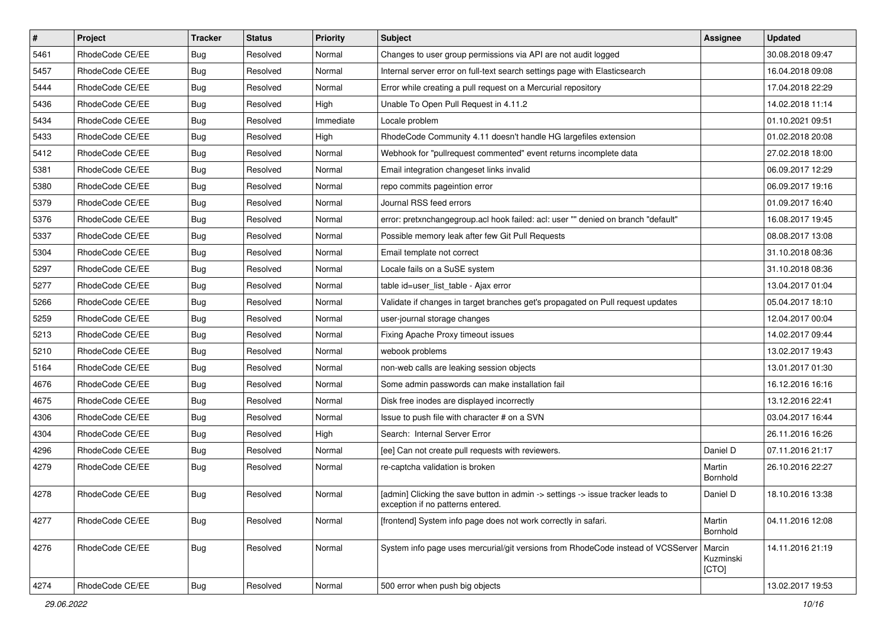| # | Project | Tracker | Status | Priority | Subject | Assignee | Updated |
|---|---|---|---|---|---|---|---|
| 5461 | RhodeCode CE/EE | Bug | Resolved | Normal | Changes to user group permissions via API are not audit logged | | 30.08.2018 09:47 |
| 5457 | RhodeCode CE/EE | Bug | Resolved | Normal | Internal server error on full-text search settings page with Elasticsearch | | 16.04.2018 09:08 |
| 5444 | RhodeCode CE/EE | Bug | Resolved | Normal | Error while creating a pull request on a Mercurial repository | | 17.04.2018 22:29 |
| 5436 | RhodeCode CE/EE | Bug | Resolved | High | Unable To Open Pull Request in 4.11.2 | | 14.02.2018 11:14 |
| 5434 | RhodeCode CE/EE | Bug | Resolved | Immediate | Locale problem | | 01.10.2021 09:51 |
| 5433 | RhodeCode CE/EE | Bug | Resolved | High | RhodeCode Community 4.11 doesn't handle HG largefiles extension | | 01.02.2018 20:08 |
| 5412 | RhodeCode CE/EE | Bug | Resolved | Normal | Webhook for "pullrequest commented" event returns incomplete data | | 27.02.2018 18:00 |
| 5381 | RhodeCode CE/EE | Bug | Resolved | Normal | Email integration changeset links invalid | | 06.09.2017 12:29 |
| 5380 | RhodeCode CE/EE | Bug | Resolved | Normal | repo commits pageintion error | | 06.09.2017 19:16 |
| 5379 | RhodeCode CE/EE | Bug | Resolved | Normal | Journal RSS feed errors | | 01.09.2017 16:40 |
| 5376 | RhodeCode CE/EE | Bug | Resolved | Normal | error: pretxnchangegroup.acl hook failed: acl: user "" denied on branch "default" | | 16.08.2017 19:45 |
| 5337 | RhodeCode CE/EE | Bug | Resolved | Normal | Possible memory leak after few Git Pull Requests | | 08.08.2017 13:08 |
| 5304 | RhodeCode CE/EE | Bug | Resolved | Normal | Email template not correct | | 31.10.2018 08:36 |
| 5297 | RhodeCode CE/EE | Bug | Resolved | Normal | Locale fails on a SuSE system | | 31.10.2018 08:36 |
| 5277 | RhodeCode CE/EE | Bug | Resolved | Normal | table id=user_list_table - Ajax error | | 13.04.2017 01:04 |
| 5266 | RhodeCode CE/EE | Bug | Resolved | Normal | Validate if changes in target branches get's propagated on Pull request updates | | 05.04.2017 18:10 |
| 5259 | RhodeCode CE/EE | Bug | Resolved | Normal | user-journal storage changes | | 12.04.2017 00:04 |
| 5213 | RhodeCode CE/EE | Bug | Resolved | Normal | Fixing Apache Proxy timeout issues | | 14.02.2017 09:44 |
| 5210 | RhodeCode CE/EE | Bug | Resolved | Normal | webook problems | | 13.02.2017 19:43 |
| 5164 | RhodeCode CE/EE | Bug | Resolved | Normal | non-web calls are leaking session objects | | 13.01.2017 01:30 |
| 4676 | RhodeCode CE/EE | Bug | Resolved | Normal | Some admin passwords can make installation fail | | 16.12.2016 16:16 |
| 4675 | RhodeCode CE/EE | Bug | Resolved | Normal | Disk free inodes are displayed incorrectly | | 13.12.2016 22:41 |
| 4306 | RhodeCode CE/EE | Bug | Resolved | Normal | Issue to push file with character # on a SVN | | 03.04.2017 16:44 |
| 4304 | RhodeCode CE/EE | Bug | Resolved | High | Search: Internal Server Error | | 26.11.2016 16:26 |
| 4296 | RhodeCode CE/EE | Bug | Resolved | Normal | [ee] Can not create pull requests with reviewers. | Daniel D | 07.11.2016 21:17 |
| 4279 | RhodeCode CE/EE | Bug | Resolved | Normal | re-captcha validation is broken | Martin Bornhold | 26.10.2016 22:27 |
| 4278 | RhodeCode CE/EE | Bug | Resolved | Normal | [admin] Clicking the save button in admin -> settings -> issue tracker leads to exception if no patterns entered. | Daniel D | 18.10.2016 13:38 |
| 4277 | RhodeCode CE/EE | Bug | Resolved | Normal | [frontend] System info page does not work correctly in safari. | Martin Bornhold | 04.11.2016 12:08 |
| 4276 | RhodeCode CE/EE | Bug | Resolved | Normal | System info page uses mercurial/git versions from RhodeCode instead of VCSServer | Marcin Kuzminski [CTO] | 14.11.2016 21:19 |
| 4274 | RhodeCode CE/EE | Bug | Resolved | Normal | 500 error when push big objects | | 13.02.2017 19:53 |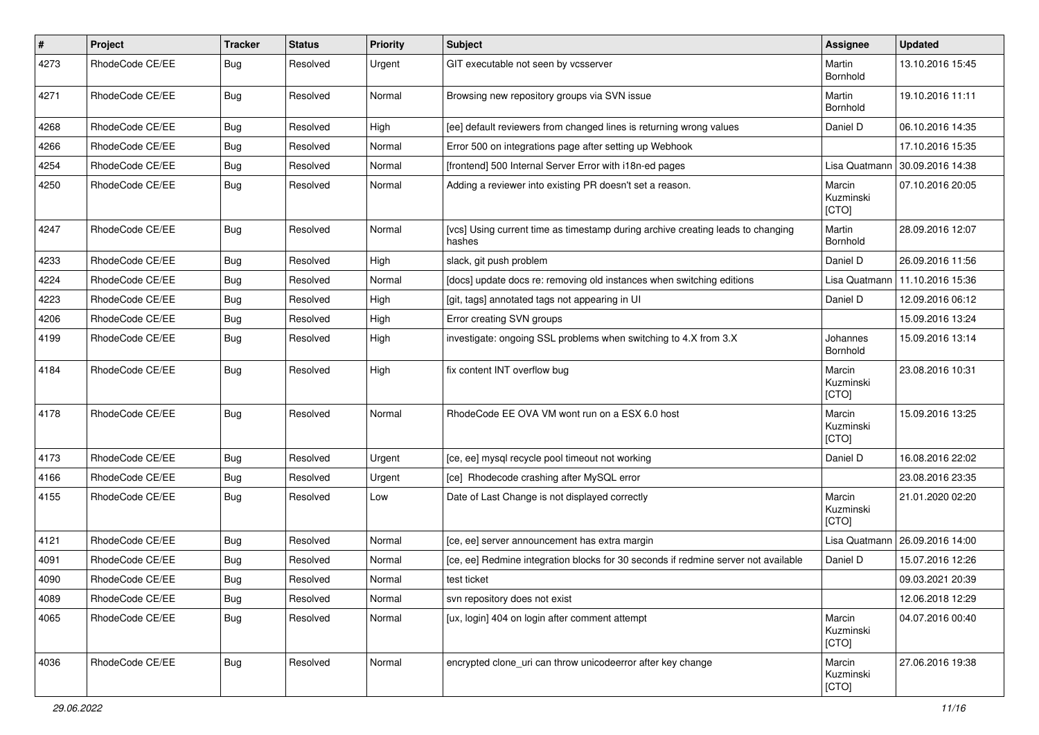| # | Project | Tracker | Status | Priority | Subject | Assignee | Updated |
|---|---|---|---|---|---|---|---|
| 4273 | RhodeCode CE/EE | Bug | Resolved | Urgent | GIT executable not seen by vcsserver | Martin Bornhold | 13.10.2016 15:45 |
| 4271 | RhodeCode CE/EE | Bug | Resolved | Normal | Browsing new repository groups via SVN issue | Martin Bornhold | 19.10.2016 11:11 |
| 4268 | RhodeCode CE/EE | Bug | Resolved | High | [ee] default reviewers from changed lines is returning wrong values | Daniel D | 06.10.2016 14:35 |
| 4266 | RhodeCode CE/EE | Bug | Resolved | Normal | Error 500 on integrations page after setting up Webhook | | 17.10.2016 15:35 |
| 4254 | RhodeCode CE/EE | Bug | Resolved | Normal | [frontend] 500 Internal Server Error with i18n-ed pages | Lisa Quatmann | 30.09.2016 14:38 |
| 4250 | RhodeCode CE/EE | Bug | Resolved | Normal | Adding a reviewer into existing PR doesn't set a reason. | Marcin Kuzminski [CTO] | 07.10.2016 20:05 |
| 4247 | RhodeCode CE/EE | Bug | Resolved | Normal | [vcs] Using current time as timestamp during archive creating leads to changing hashes | Martin Bornhold | 28.09.2016 12:07 |
| 4233 | RhodeCode CE/EE | Bug | Resolved | High | slack, git push problem | Daniel D | 26.09.2016 11:56 |
| 4224 | RhodeCode CE/EE | Bug | Resolved | Normal | [docs] update docs re: removing old instances when switching editions | Lisa Quatmann | 11.10.2016 15:36 |
| 4223 | RhodeCode CE/EE | Bug | Resolved | High | [git, tags] annotated tags not appearing in UI | Daniel D | 12.09.2016 06:12 |
| 4206 | RhodeCode CE/EE | Bug | Resolved | High | Error creating SVN groups | | 15.09.2016 13:24 |
| 4199 | RhodeCode CE/EE | Bug | Resolved | High | investigate: ongoing SSL problems when switching to 4.X from 3.X | Johannes Bornhold | 15.09.2016 13:14 |
| 4184 | RhodeCode CE/EE | Bug | Resolved | High | fix content INT overflow bug | Marcin Kuzminski [CTO] | 23.08.2016 10:31 |
| 4178 | RhodeCode CE/EE | Bug | Resolved | Normal | RhodeCode EE OVA VM wont run on a ESX 6.0 host | Marcin Kuzminski [CTO] | 15.09.2016 13:25 |
| 4173 | RhodeCode CE/EE | Bug | Resolved | Urgent | [ce, ee] mysql recycle pool timeout not working | Daniel D | 16.08.2016 22:02 |
| 4166 | RhodeCode CE/EE | Bug | Resolved | Urgent | [ce] Rhodecode crashing after MySQL error | | 23.08.2016 23:35 |
| 4155 | RhodeCode CE/EE | Bug | Resolved | Low | Date of Last Change is not displayed correctly | Marcin Kuzminski [CTO] | 21.01.2020 02:20 |
| 4121 | RhodeCode CE/EE | Bug | Resolved | Normal | [ce, ee] server announcement has extra margin | Lisa Quatmann | 26.09.2016 14:00 |
| 4091 | RhodeCode CE/EE | Bug | Resolved | Normal | [ce, ee] Redmine integration blocks for 30 seconds if redmine server not available | Daniel D | 15.07.2016 12:26 |
| 4090 | RhodeCode CE/EE | Bug | Resolved | Normal | test ticket | | 09.03.2021 20:39 |
| 4089 | RhodeCode CE/EE | Bug | Resolved | Normal | svn repository does not exist | | 12.06.2018 12:29 |
| 4065 | RhodeCode CE/EE | Bug | Resolved | Normal | [ux, login] 404 on login after comment attempt | Marcin Kuzminski [CTO] | 04.07.2016 00:40 |
| 4036 | RhodeCode CE/EE | Bug | Resolved | Normal | encrypted clone_uri can throw unicodeerror after key change | Marcin Kuzminski [CTO] | 27.06.2016 19:38 |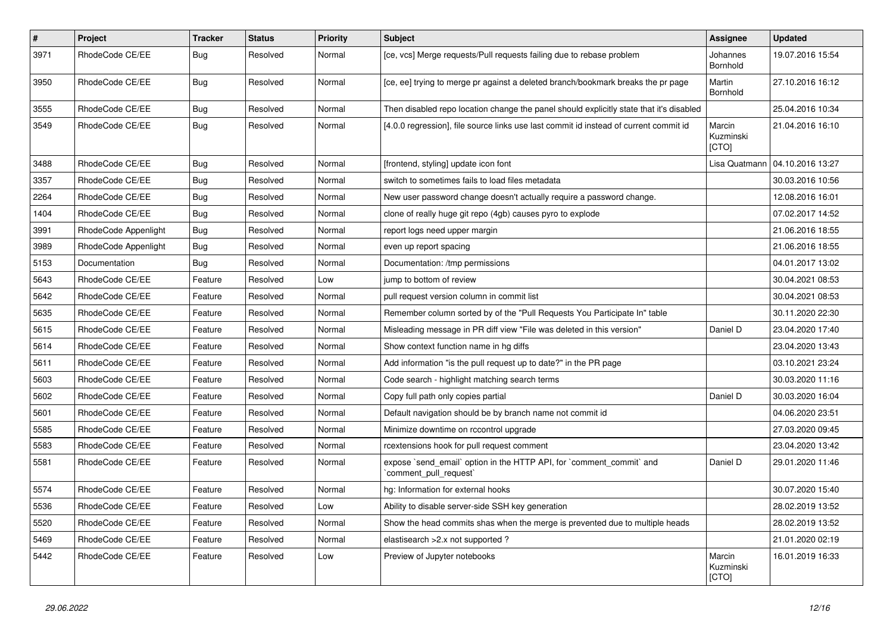| # | Project | Tracker | Status | Priority | Subject | Assignee | Updated |
|---|---|---|---|---|---|---|---|
| 3971 | RhodeCode CE/EE | Bug | Resolved | Normal | [ce, vcs] Merge requests/Pull requests failing due to rebase problem | Johannes Bornhold | 19.07.2016 15:54 |
| 3950 | RhodeCode CE/EE | Bug | Resolved | Normal | [ce, ee] trying to merge pr against a deleted branch/bookmark breaks the pr page | Martin Bornhold | 27.10.2016 16:12 |
| 3555 | RhodeCode CE/EE | Bug | Resolved | Normal | Then disabled repo location change the panel should explicitly state that it's disabled | | 25.04.2016 10:34 |
| 3549 | RhodeCode CE/EE | Bug | Resolved | Normal | [4.0.0 regression], file source links use last commit id instead of current commit id | Marcin Kuzminski [CTO] | 21.04.2016 16:10 |
| 3488 | RhodeCode CE/EE | Bug | Resolved | Normal | [frontend, styling] update icon font | Lisa Quatmann | 04.10.2016 13:27 |
| 3357 | RhodeCode CE/EE | Bug | Resolved | Normal | switch to sometimes fails to load files metadata | | 30.03.2016 10:56 |
| 2264 | RhodeCode CE/EE | Bug | Resolved | Normal | New user password change doesn't actually require a password change. | | 12.08.2016 16:01 |
| 1404 | RhodeCode CE/EE | Bug | Resolved | Normal | clone of really huge git repo (4gb) causes pyro to explode | | 07.02.2017 14:52 |
| 3991 | RhodeCode Appenlight | Bug | Resolved | Normal | report logs need upper margin | | 21.06.2016 18:55 |
| 3989 | RhodeCode Appenlight | Bug | Resolved | Normal | even up report spacing | | 21.06.2016 18:55 |
| 5153 | Documentation | Bug | Resolved | Normal | Documentation: /tmp permissions | | 04.01.2017 13:02 |
| 5643 | RhodeCode CE/EE | Feature | Resolved | Low | jump to bottom of review | | 30.04.2021 08:53 |
| 5642 | RhodeCode CE/EE | Feature | Resolved | Normal | pull request version column in commit list | | 30.04.2021 08:53 |
| 5635 | RhodeCode CE/EE | Feature | Resolved | Normal | Remember column sorted by of the "Pull Requests You Participate In" table | | 30.11.2020 22:30 |
| 5615 | RhodeCode CE/EE | Feature | Resolved | Normal | Misleading message in PR diff view "File was deleted in this version" | Daniel D | 23.04.2020 17:40 |
| 5614 | RhodeCode CE/EE | Feature | Resolved | Normal | Show context function name in hg diffs | | 23.04.2020 13:43 |
| 5611 | RhodeCode CE/EE | Feature | Resolved | Normal | Add information "is the pull request up to date?" in the PR page | | 03.10.2021 23:24 |
| 5603 | RhodeCode CE/EE | Feature | Resolved | Normal | Code search - highlight matching search terms | | 30.03.2020 11:16 |
| 5602 | RhodeCode CE/EE | Feature | Resolved | Normal | Copy full path only copies partial | Daniel D | 30.03.2020 16:04 |
| 5601 | RhodeCode CE/EE | Feature | Resolved | Normal | Default navigation should be by branch name not commit id | | 04.06.2020 23:51 |
| 5585 | RhodeCode CE/EE | Feature | Resolved | Normal | Minimize downtime on rccontrol upgrade | | 27.03.2020 09:45 |
| 5583 | RhodeCode CE/EE | Feature | Resolved | Normal | rcextensions hook for pull request comment | | 23.04.2020 13:42 |
| 5581 | RhodeCode CE/EE | Feature | Resolved | Normal | expose `send_email` option in the HTTP API, for `comment_commit` and `comment_pull_request` | Daniel D | 29.01.2020 11:46 |
| 5574 | RhodeCode CE/EE | Feature | Resolved | Normal | hg: Information for external hooks | | 30.07.2020 15:40 |
| 5536 | RhodeCode CE/EE | Feature | Resolved | Low | Ability to disable server-side SSH key generation | | 28.02.2019 13:52 |
| 5520 | RhodeCode CE/EE | Feature | Resolved | Normal | Show the head commits shas when the merge is prevented due to multiple heads | | 28.02.2019 13:52 |
| 5469 | RhodeCode CE/EE | Feature | Resolved | Normal | elastisearch >2.x not supported ? | | 21.01.2020 02:19 |
| 5442 | RhodeCode CE/EE | Feature | Resolved | Low | Preview of Jupyter notebooks | Marcin Kuzminski [CTO] | 16.01.2019 16:33 |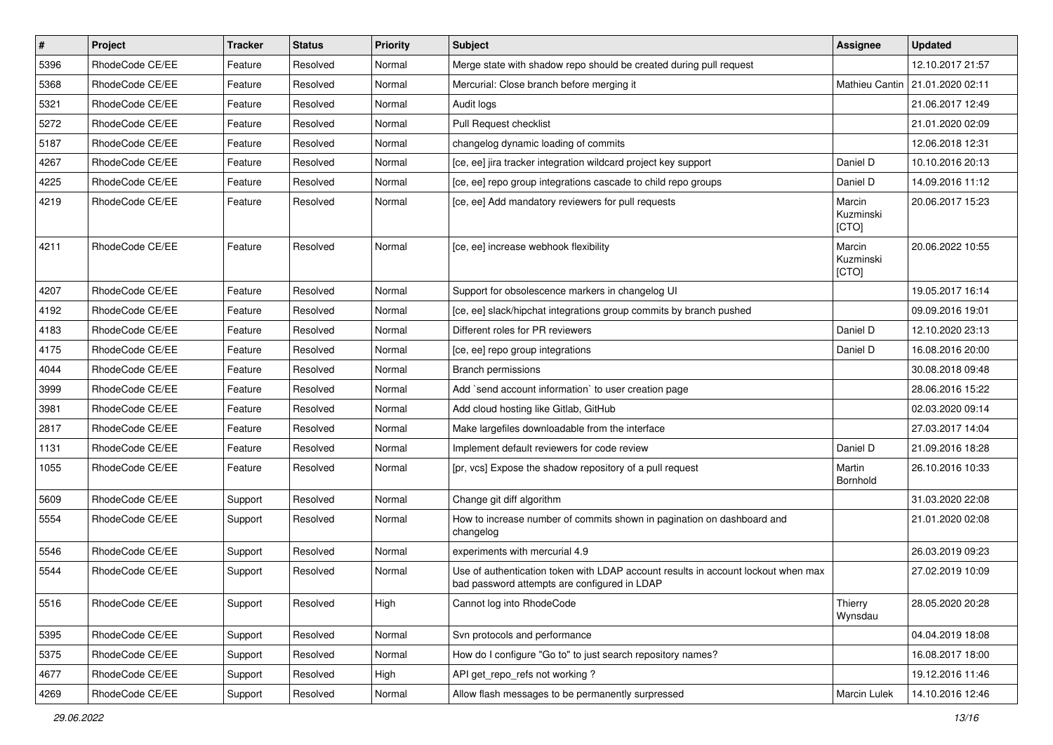| # | Project | Tracker | Status | Priority | Subject | Assignee | Updated |
|---|---|---|---|---|---|---|---|
| 5396 | RhodeCode CE/EE | Feature | Resolved | Normal | Merge state with shadow repo should be created during pull request | | 12.10.2017 21:57 |
| 5368 | RhodeCode CE/EE | Feature | Resolved | Normal | Mercurial: Close branch before merging it | Mathieu Cantin | 21.01.2020 02:11 |
| 5321 | RhodeCode CE/EE | Feature | Resolved | Normal | Audit logs | | 21.06.2017 12:49 |
| 5272 | RhodeCode CE/EE | Feature | Resolved | Normal | Pull Request checklist | | 21.01.2020 02:09 |
| 5187 | RhodeCode CE/EE | Feature | Resolved | Normal | changelog dynamic loading of commits | | 12.06.2018 12:31 |
| 4267 | RhodeCode CE/EE | Feature | Resolved | Normal | [ce, ee] jira tracker integration wildcard project key support | Daniel D | 10.10.2016 20:13 |
| 4225 | RhodeCode CE/EE | Feature | Resolved | Normal | [ce, ee] repo group integrations cascade to child repo groups | Daniel D | 14.09.2016 11:12 |
| 4219 | RhodeCode CE/EE | Feature | Resolved | Normal | [ce, ee] Add mandatory reviewers for pull requests | Marcin Kuzminski [CTO] | 20.06.2017 15:23 |
| 4211 | RhodeCode CE/EE | Feature | Resolved | Normal | [ce, ee] increase webhook flexibility | Marcin Kuzminski [CTO] | 20.06.2022 10:55 |
| 4207 | RhodeCode CE/EE | Feature | Resolved | Normal | Support for obsolescence markers in changelog UI | | 19.05.2017 16:14 |
| 4192 | RhodeCode CE/EE | Feature | Resolved | Normal | [ce, ee] slack/hipchat integrations group commits by branch pushed | | 09.09.2016 19:01 |
| 4183 | RhodeCode CE/EE | Feature | Resolved | Normal | Different roles for PR reviewers | Daniel D | 12.10.2020 23:13 |
| 4175 | RhodeCode CE/EE | Feature | Resolved | Normal | [ce, ee] repo group integrations | Daniel D | 16.08.2016 20:00 |
| 4044 | RhodeCode CE/EE | Feature | Resolved | Normal | Branch permissions | | 30.08.2018 09:48 |
| 3999 | RhodeCode CE/EE | Feature | Resolved | Normal | Add `send account information` to user creation page | | 28.06.2016 15:22 |
| 3981 | RhodeCode CE/EE | Feature | Resolved | Normal | Add cloud hosting like Gitlab, GitHub | | 02.03.2020 09:14 |
| 2817 | RhodeCode CE/EE | Feature | Resolved | Normal | Make largefiles downloadable from the interface | | 27.03.2017 14:04 |
| 1131 | RhodeCode CE/EE | Feature | Resolved | Normal | Implement default reviewers for code review | Daniel D | 21.09.2016 18:28 |
| 1055 | RhodeCode CE/EE | Feature | Resolved | Normal | [pr, vcs] Expose the shadow repository of a pull request | Martin Bornhold | 26.10.2016 10:33 |
| 5609 | RhodeCode CE/EE | Support | Resolved | Normal | Change git diff algorithm | | 31.03.2020 22:08 |
| 5554 | RhodeCode CE/EE | Support | Resolved | Normal | How to increase number of commits shown in pagination on dashboard and changelog | | 21.01.2020 02:08 |
| 5546 | RhodeCode CE/EE | Support | Resolved | Normal | experiments with mercurial 4.9 | | 26.03.2019 09:23 |
| 5544 | RhodeCode CE/EE | Support | Resolved | Normal | Use of authentication token with LDAP account results in account lockout when max bad password attempts are configured in LDAP | | 27.02.2019 10:09 |
| 5516 | RhodeCode CE/EE | Support | Resolved | High | Cannot log into RhodeCode | Thierry Wynsdau | 28.05.2020 20:28 |
| 5395 | RhodeCode CE/EE | Support | Resolved | Normal | Svn protocols and performance | | 04.04.2019 18:08 |
| 5375 | RhodeCode CE/EE | Support | Resolved | Normal | How do I configure "Go to" to just search repository names? | | 16.08.2017 18:00 |
| 4677 | RhodeCode CE/EE | Support | Resolved | High | API get_repo_refs not working ? | | 19.12.2016 11:46 |
| 4269 | RhodeCode CE/EE | Support | Resolved | Normal | Allow flash messages to be permanently surpressed | Marcin Lulek | 14.10.2016 12:46 |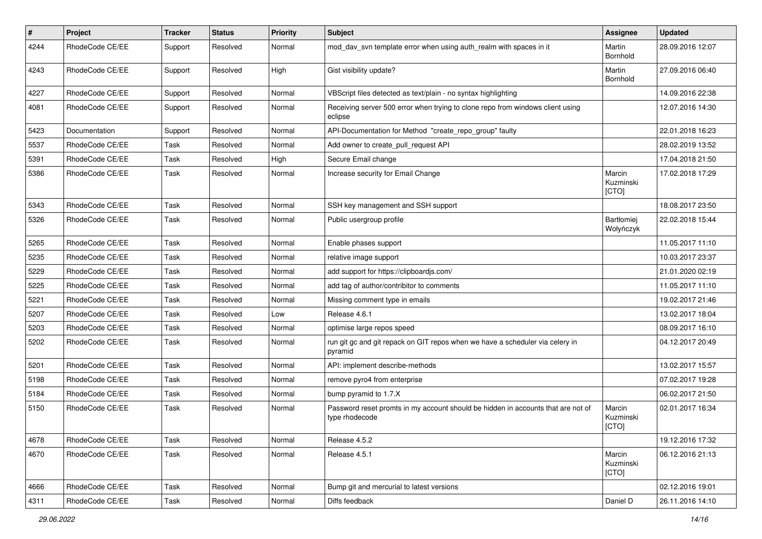| # | Project | Tracker | Status | Priority | Subject | Assignee | Updated |
| --- | --- | --- | --- | --- | --- | --- | --- |
| 4244 | RhodeCode CE/EE | Support | Resolved | Normal | mod_dav_svn template error when using auth_realm with spaces in it | Martin Bornhold | 28.09.2016 12:07 |
| 4243 | RhodeCode CE/EE | Support | Resolved | High | Gist visibility update? | Martin Bornhold | 27.09.2016 06:40 |
| 4227 | RhodeCode CE/EE | Support | Resolved | Normal | VBScript files detected as text/plain - no syntax highlighting | | 14.09.2016 22:38 |
| 4081 | RhodeCode CE/EE | Support | Resolved | Normal | Receiving server 500 error when trying to clone repo from windows client using eclipse | | 12.07.2016 14:30 |
| 5423 | Documentation | Support | Resolved | Normal | API-Documentation for Method "create_repo_group" faulty | | 22.01.2018 16:23 |
| 5537 | RhodeCode CE/EE | Task | Resolved | Normal | Add owner to create_pull_request API | | 28.02.2019 13:52 |
| 5391 | RhodeCode CE/EE | Task | Resolved | High | Secure Email change | | 17.04.2018 21:50 |
| 5386 | RhodeCode CE/EE | Task | Resolved | Normal | Increase security for Email Change | Marcin Kuzminski [CTO] | 17.02.2018 17:29 |
| 5343 | RhodeCode CE/EE | Task | Resolved | Normal | SSH key management and SSH support | | 18.08.2017 23:50 |
| 5326 | RhodeCode CE/EE | Task | Resolved | Normal | Public usergroup profile | Bartłomiej Wołyńczyk | 22.02.2018 15:44 |
| 5265 | RhodeCode CE/EE | Task | Resolved | Normal | Enable phases support | | 11.05.2017 11:10 |
| 5235 | RhodeCode CE/EE | Task | Resolved | Normal | relative image support | | 10.03.2017 23:37 |
| 5229 | RhodeCode CE/EE | Task | Resolved | Normal | add support for https://clipboardjs.com/ | | 21.01.2020 02:19 |
| 5225 | RhodeCode CE/EE | Task | Resolved | Normal | add tag of author/contribitor to comments | | 11.05.2017 11:10 |
| 5221 | RhodeCode CE/EE | Task | Resolved | Normal | Missing comment type in emails | | 19.02.2017 21:46 |
| 5207 | RhodeCode CE/EE | Task | Resolved | Low | Release 4.6.1 | | 13.02.2017 18:04 |
| 5203 | RhodeCode CE/EE | Task | Resolved | Normal | optimise large repos speed | | 08.09.2017 16:10 |
| 5202 | RhodeCode CE/EE | Task | Resolved | Normal | run git gc and git repack on GIT repos when we have a scheduler via celery in pyramid | | 04.12.2017 20:49 |
| 5201 | RhodeCode CE/EE | Task | Resolved | Normal | API: implement describe-methods | | 13.02.2017 15:57 |
| 5198 | RhodeCode CE/EE | Task | Resolved | Normal | remove pyro4 from enterprise | | 07.02.2017 19:28 |
| 5184 | RhodeCode CE/EE | Task | Resolved | Normal | bump pyramid to 1.7.X | | 06.02.2017 21:50 |
| 5150 | RhodeCode CE/EE | Task | Resolved | Normal | Password reset promts in my account should be hidden in accounts that are not of type rhodecode | Marcin Kuzminski [CTO] | 02.01.2017 16:34 |
| 4678 | RhodeCode CE/EE | Task | Resolved | Normal | Release 4.5.2 | | 19.12.2016 17:32 |
| 4670 | RhodeCode CE/EE | Task | Resolved | Normal | Release 4.5.1 | Marcin Kuzminski [CTO] | 06.12.2016 21:13 |
| 4666 | RhodeCode CE/EE | Task | Resolved | Normal | Bump git and mercurial to latest versions | | 02.12.2016 19:01 |
| 4311 | RhodeCode CE/EE | Task | Resolved | Normal | Diffs feedback | Daniel D | 26.11.2016 14:10 |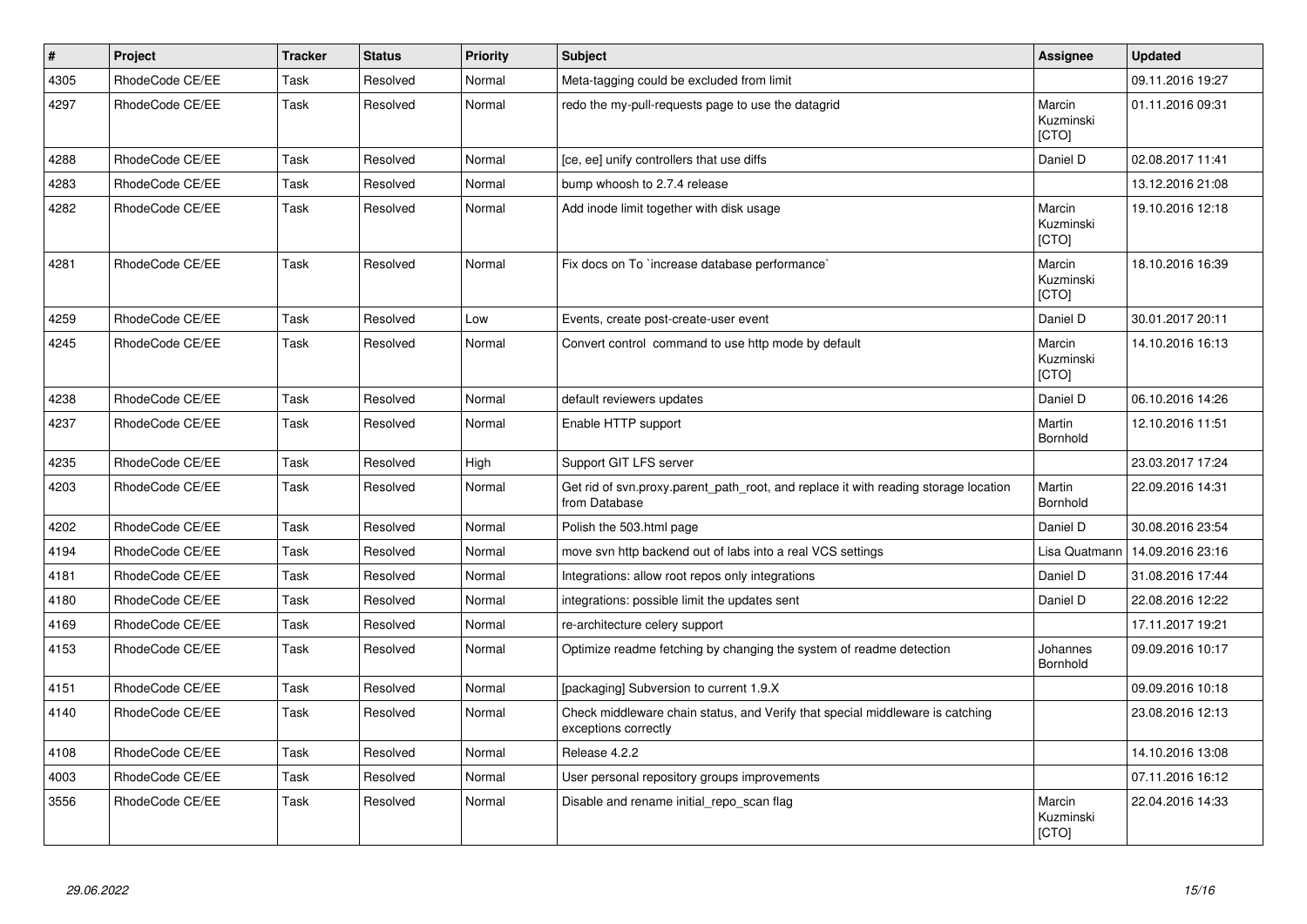| # | Project | Tracker | Status | Priority | Subject | Assignee | Updated |
|---|---|---|---|---|---|---|---|
| 4305 | RhodeCode CE/EE | Task | Resolved | Normal | Meta-tagging could be excluded from limit | | 09.11.2016 19:27 |
| 4297 | RhodeCode CE/EE | Task | Resolved | Normal | redo the my-pull-requests page to use the datagrid | Marcin Kuzminski [CTO] | 01.11.2016 09:31 |
| 4288 | RhodeCode CE/EE | Task | Resolved | Normal | [ce, ee] unify controllers that use diffs | Daniel D | 02.08.2017 11:41 |
| 4283 | RhodeCode CE/EE | Task | Resolved | Normal | bump whoosh to 2.7.4 release | | 13.12.2016 21:08 |
| 4282 | RhodeCode CE/EE | Task | Resolved | Normal | Add inode limit together with disk usage | Marcin Kuzminski [CTO] | 19.10.2016 12:18 |
| 4281 | RhodeCode CE/EE | Task | Resolved | Normal | Fix docs on To `increase database performance` | Marcin Kuzminski [CTO] | 18.10.2016 16:39 |
| 4259 | RhodeCode CE/EE | Task | Resolved | Low | Events, create post-create-user event | Daniel D | 30.01.2017 20:11 |
| 4245 | RhodeCode CE/EE | Task | Resolved | Normal | Convert control command to use http mode by default | Marcin Kuzminski [CTO] | 14.10.2016 16:13 |
| 4238 | RhodeCode CE/EE | Task | Resolved | Normal | default reviewers updates | Daniel D | 06.10.2016 14:26 |
| 4237 | RhodeCode CE/EE | Task | Resolved | Normal | Enable HTTP support | Martin Bornhold | 12.10.2016 11:51 |
| 4235 | RhodeCode CE/EE | Task | Resolved | High | Support GIT LFS server | | 23.03.2017 17:24 |
| 4203 | RhodeCode CE/EE | Task | Resolved | Normal | Get rid of svn.proxy.parent_path_root, and replace it with reading storage location from Database | Martin Bornhold | 22.09.2016 14:31 |
| 4202 | RhodeCode CE/EE | Task | Resolved | Normal | Polish the 503.html page | Daniel D | 30.08.2016 23:54 |
| 4194 | RhodeCode CE/EE | Task | Resolved | Normal | move svn http backend out of labs into a real VCS settings | Lisa Quatmann | 14.09.2016 23:16 |
| 4181 | RhodeCode CE/EE | Task | Resolved | Normal | Integrations: allow root repos only integrations | Daniel D | 31.08.2016 17:44 |
| 4180 | RhodeCode CE/EE | Task | Resolved | Normal | integrations: possible limit the updates sent | Daniel D | 22.08.2016 12:22 |
| 4169 | RhodeCode CE/EE | Task | Resolved | Normal | re-architecture celery support | | 17.11.2017 19:21 |
| 4153 | RhodeCode CE/EE | Task | Resolved | Normal | Optimize readme fetching by changing the system of readme detection | Johannes Bornhold | 09.09.2016 10:17 |
| 4151 | RhodeCode CE/EE | Task | Resolved | Normal | [packaging] Subversion to current 1.9.X | | 09.09.2016 10:18 |
| 4140 | RhodeCode CE/EE | Task | Resolved | Normal | Check middleware chain status, and Verify that special middleware is catching exceptions correctly | | 23.08.2016 12:13 |
| 4108 | RhodeCode CE/EE | Task | Resolved | Normal | Release 4.2.2 | | 14.10.2016 13:08 |
| 4003 | RhodeCode CE/EE | Task | Resolved | Normal | User personal repository groups improvements | | 07.11.2016 16:12 |
| 3556 | RhodeCode CE/EE | Task | Resolved | Normal | Disable and rename initial_repo_scan flag | Marcin Kuzminski [CTO] | 22.04.2016 14:33 |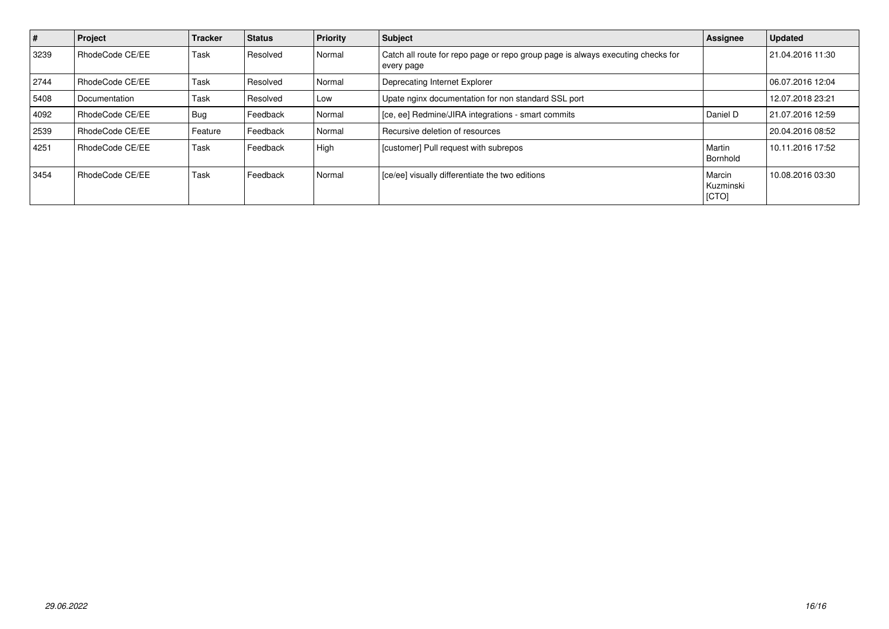| # | Project | Tracker | Status | Priority | Subject | Assignee | Updated |
|---|---|---|---|---|---|---|---|
| 3239 | RhodeCode CE/EE | Task | Resolved | Normal | Catch all route for repo page or repo group page is always executing checks for every page | | 21.04.2016 11:30 |
| 2744 | RhodeCode CE/EE | Task | Resolved | Normal | Deprecating Internet Explorer | | 06.07.2016 12:04 |
| 5408 | Documentation | Task | Resolved | Low | Upate nginx documentation for non standard SSL port | | 12.07.2018 23:21 |
| 4092 | RhodeCode CE/EE | Bug | Feedback | Normal | [ce, ee] Redmine/JIRA integrations - smart commits | Daniel D | 21.07.2016 12:59 |
| 2539 | RhodeCode CE/EE | Feature | Feedback | Normal | Recursive deletion of resources | | 20.04.2016 08:52 |
| 4251 | RhodeCode CE/EE | Task | Feedback | High | [customer] Pull request with subrepos | Martin Bornhold | 10.11.2016 17:52 |
| 3454 | RhodeCode CE/EE | Task | Feedback | Normal | [ce/ee] visually differentiate the two editions | Marcin Kuzminski [CTO] | 10.08.2016 03:30 |